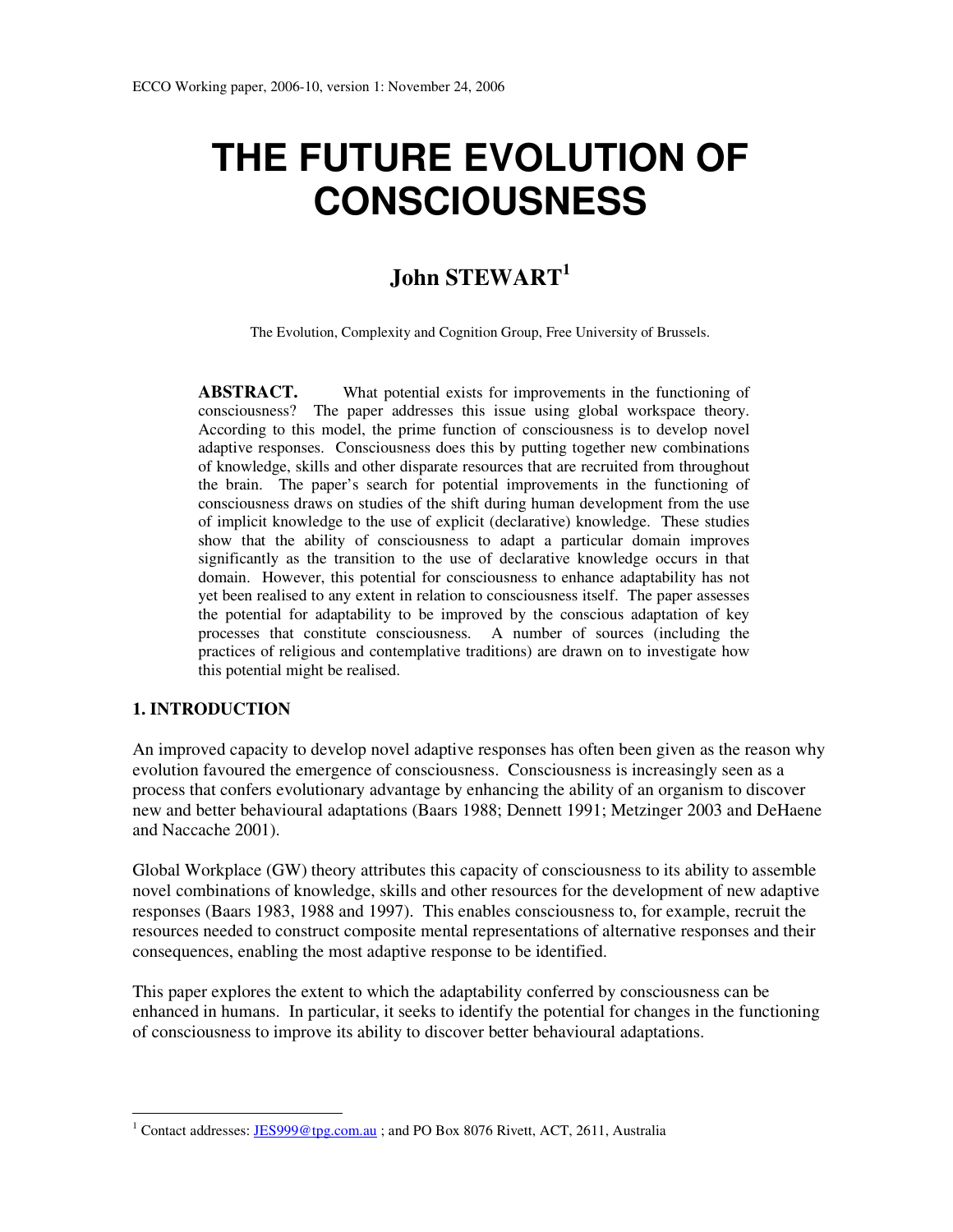ECCO Working paper, 2006-10, version 1: November 24, 2006

# THE FUTURE EVOLUTION OF CONSCIOUSNESS

## John STEWART[1]

The Evolution, Complexity and Cognition Group, Free University of Brussels.

**ABSTRACT.** What potential exists for improvements in the functioning of consciousness? The paper addresses this issue using global workspace theory. According to this model, the prime function of consciousness is to develop novel adaptive responses. Consciousness does this by putting together new combinations of knowledge, skills and other disparate resources that are recruited from throughout the brain. The paper's search for potential improvements in the functioning of consciousness draws on studies of the shift during human development from the use of implicit knowledge to the use of explicit (declarative) knowledge. These studies show that the ability of consciousness to adapt a particular domain improves significantly as the transition to the use of declarative knowledge occurs in that domain. However, this potential for consciousness to enhance adaptability has not yet been realised to any extent in relation to consciousness itself. The paper assesses the potential for adaptability to be improved by the conscious adaptation of key processes that constitute consciousness. A number of sources (including the practices of religious and contemplative traditions) are drawn on to investigate how this potential might be realised.

### 1. INTRODUCTION

An improved capacity to develop novel adaptive responses has often been given as the reason why evolution favoured the emergence of consciousness. Consciousness is increasingly seen as a process that confers evolutionary advantage by enhancing the ability of an organism to discover new and better behavioural adaptations (Baars 1988; Dennett 1991; Metzinger 2003 and DeHaene and Naccache 2001).

Global Workplace (GW) theory attributes this capacity of consciousness to its ability to assemble novel combinations of knowledge, skills and other resources for the development of new adaptive responses (Baars 1983, 1988 and 1997). This enables consciousness to, for example, recruit the resources needed to construct composite mental representations of alternative responses and their consequences, enabling the most adaptive response to be identified.

This paper explores the extent to which the adaptability conferred by consciousness can be enhanced in humans. In particular, it seeks to identify the potential for changes in the functioning of consciousness to improve its ability to discover better behavioural adaptations.

---

[1] Contact addresses: JES999@tpg.com.au ; and PO Box 8076 Rivett, ACT, 2611, Australia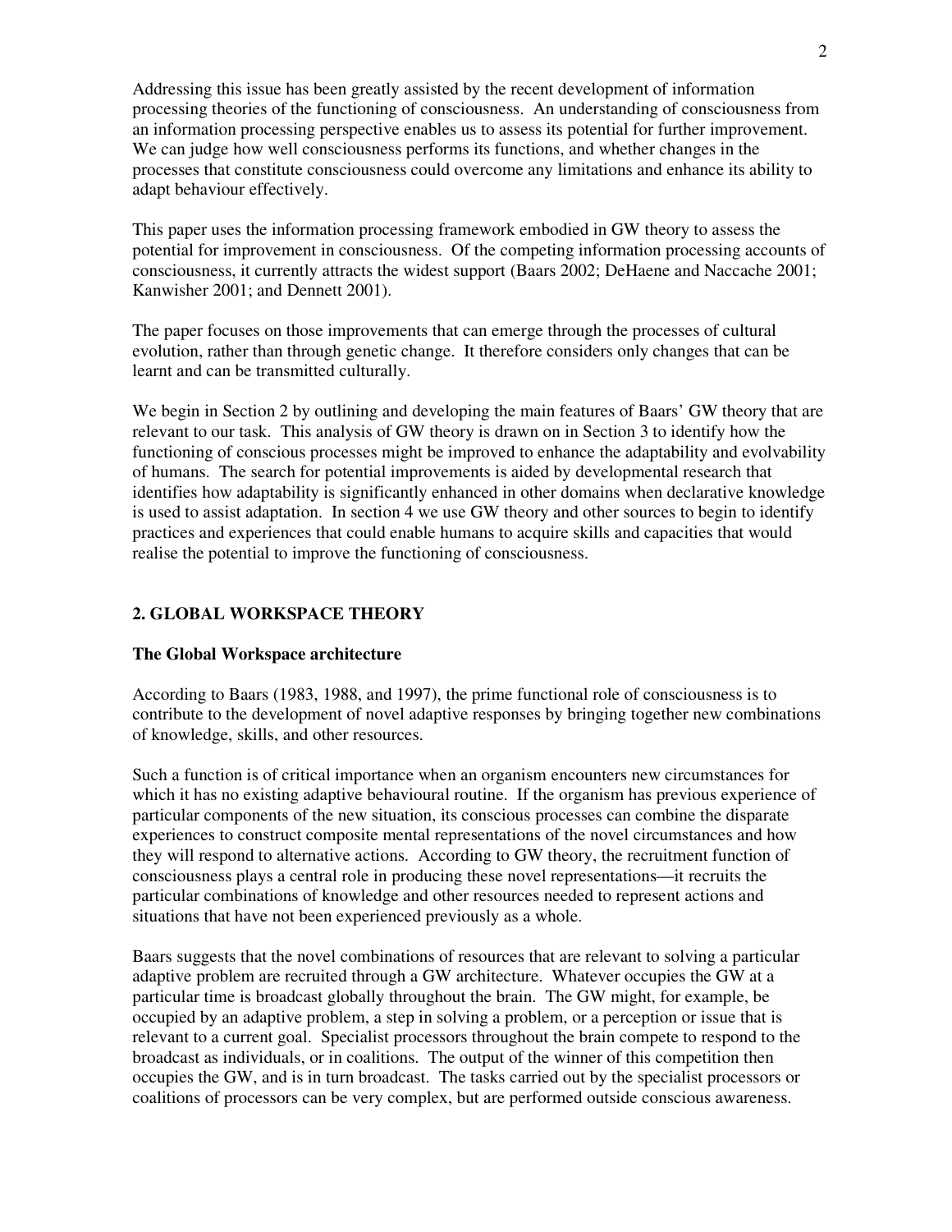Addressing this issue has been greatly assisted by the recent development of information processing theories of the functioning of consciousness. An understanding of consciousness from an information processing perspective enables us to assess its potential for further improvement. We can judge how well consciousness performs its functions, and whether changes in the processes that constitute consciousness could overcome any limitations and enhance its ability to adapt behaviour effectively.

This paper uses the information processing framework embodied in GW theory to assess the potential for improvement in consciousness. Of the competing information processing accounts of consciousness, it currently attracts the widest support (Baars 2002; DeHaene and Naccache 2001; Kanwisher 2001; and Dennett 2001).

The paper focuses on those improvements that can emerge through the processes of cultural evolution, rather than through genetic change. It therefore considers only changes that can be learnt and can be transmitted culturally.

We begin in Section 2 by outlining and developing the main features of Baars' GW theory that are relevant to our task. This analysis of GW theory is drawn on in Section 3 to identify how the functioning of conscious processes might be improved to enhance the adaptability and evolvability of humans. The search for potential improvements is aided by developmental research that identifies how adaptability is significantly enhanced in other domains when declarative knowledge is used to assist adaptation. In section 4 we use GW theory and other sources to begin to identify practices and experiences that could enable humans to acquire skills and capacities that would realise the potential to improve the functioning of consciousness.

## 2. GLOBAL WORKSPACE THEORY

### The Global Workspace architecture

According to Baars (1983, 1988, and 1997), the prime functional role of consciousness is to contribute to the development of novel adaptive responses by bringing together new combinations of knowledge, skills, and other resources.

Such a function is of critical importance when an organism encounters new circumstances for which it has no existing adaptive behavioural routine. If the organism has previous experience of particular components of the new situation, its conscious processes can combine the disparate experiences to construct composite mental representations of the novel circumstances and how they will respond to alternative actions. According to GW theory, the recruitment function of consciousness plays a central role in producing these novel representations—it recruits the particular combinations of knowledge and other resources needed to represent actions and situations that have not been experienced previously as a whole.

Baars suggests that the novel combinations of resources that are relevant to solving a particular adaptive problem are recruited through a GW architecture. Whatever occupies the GW at a particular time is broadcast globally throughout the brain. The GW might, for example, be occupied by an adaptive problem, a step in solving a problem, or a perception or issue that is relevant to a current goal. Specialist processors throughout the brain compete to respond to the broadcast as individuals, or in coalitions. The output of the winner of this competition then occupies the GW, and is in turn broadcast. The tasks carried out by the specialist processors or coalitions of processors can be very complex, but are performed outside conscious awareness.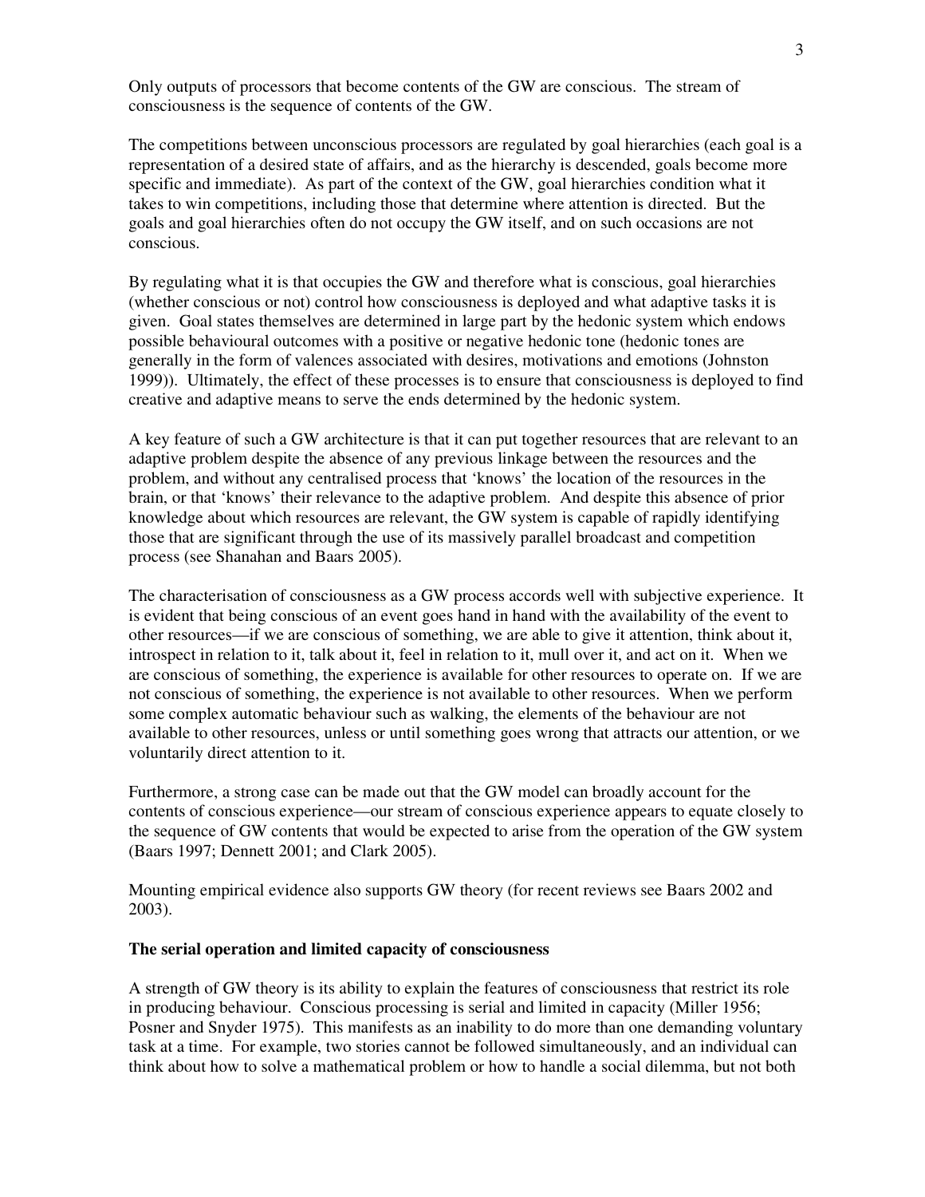Only outputs of processors that become contents of the GW are conscious. The stream of consciousness is the sequence of contents of the GW.

The competitions between unconscious processors are regulated by goal hierarchies (each goal is a representation of a desired state of affairs, and as the hierarchy is descended, goals become more specific and immediate). As part of the context of the GW, goal hierarchies condition what it takes to win competitions, including those that determine where attention is directed. But the goals and goal hierarchies often do not occupy the GW itself, and on such occasions are not conscious.

By regulating what it is that occupies the GW and therefore what is conscious, goal hierarchies (whether conscious or not) control how consciousness is deployed and what adaptive tasks it is given. Goal states themselves are determined in large part by the hedonic system which endows possible behavioural outcomes with a positive or negative hedonic tone (hedonic tones are generally in the form of valences associated with desires, motivations and emotions (Johnston 1999)). Ultimately, the effect of these processes is to ensure that consciousness is deployed to find creative and adaptive means to serve the ends determined by the hedonic system.

A key feature of such a GW architecture is that it can put together resources that are relevant to an adaptive problem despite the absence of any previous linkage between the resources and the problem, and without any centralised process that 'knows' the location of the resources in the brain, or that 'knows' their relevance to the adaptive problem. And despite this absence of prior knowledge about which resources are relevant, the GW system is capable of rapidly identifying those that are significant through the use of its massively parallel broadcast and competition process (see Shanahan and Baars 2005).

The characterisation of consciousness as a GW process accords well with subjective experience. It is evident that being conscious of an event goes hand in hand with the availability of the event to other resources—if we are conscious of something, we are able to give it attention, think about it, introspect in relation to it, talk about it, feel in relation to it, mull over it, and act on it. When we are conscious of something, the experience is available for other resources to operate on. If we are not conscious of something, the experience is not available to other resources. When we perform some complex automatic behaviour such as walking, the elements of the behaviour are not available to other resources, unless or until something goes wrong that attracts our attention, or we voluntarily direct attention to it.

Furthermore, a strong case can be made out that the GW model can broadly account for the contents of conscious experience—our stream of conscious experience appears to equate closely to the sequence of GW contents that would be expected to arise from the operation of the GW system (Baars 1997; Dennett 2001; and Clark 2005).

Mounting empirical evidence also supports GW theory (for recent reviews see Baars 2002 and 2003).

**The serial operation and limited capacity of consciousness**

A strength of GW theory is its ability to explain the features of consciousness that restrict its role in producing behaviour. Conscious processing is serial and limited in capacity (Miller 1956; Posner and Snyder 1975). This manifests as an inability to do more than one demanding voluntary task at a time. For example, two stories cannot be followed simultaneously, and an individual can think about how to solve a mathematical problem or how to handle a social dilemma, but not both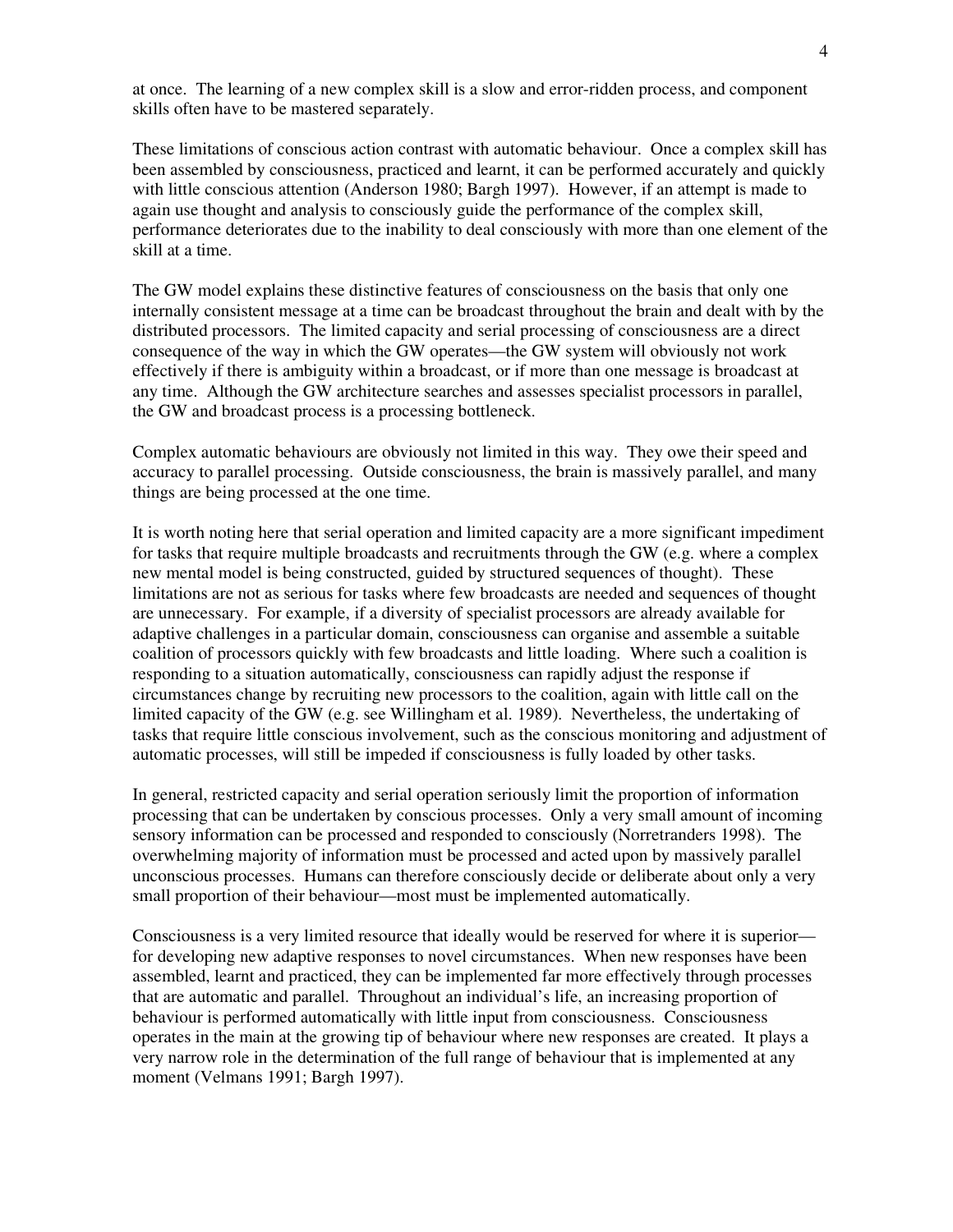at once. The learning of a new complex skill is a slow and error-ridden process, and component skills often have to be mastered separately.

These limitations of conscious action contrast with automatic behaviour. Once a complex skill has been assembled by consciousness, practiced and learnt, it can be performed accurately and quickly with little conscious attention (Anderson 1980; Bargh 1997). However, if an attempt is made to again use thought and analysis to consciously guide the performance of the complex skill, performance deteriorates due to the inability to deal consciously with more than one element of the skill at a time.

The GW model explains these distinctive features of consciousness on the basis that only one internally consistent message at a time can be broadcast throughout the brain and dealt with by the distributed processors. The limited capacity and serial processing of consciousness are a direct consequence of the way in which the GW operates—the GW system will obviously not work effectively if there is ambiguity within a broadcast, or if more than one message is broadcast at any time. Although the GW architecture searches and assesses specialist processors in parallel, the GW and broadcast process is a processing bottleneck.

Complex automatic behaviours are obviously not limited in this way. They owe their speed and accuracy to parallel processing. Outside consciousness, the brain is massively parallel, and many things are being processed at the one time.

It is worth noting here that serial operation and limited capacity are a more significant impediment for tasks that require multiple broadcasts and recruitments through the GW (e.g. where a complex new mental model is being constructed, guided by structured sequences of thought). These limitations are not as serious for tasks where few broadcasts are needed and sequences of thought are unnecessary. For example, if a diversity of specialist processors are already available for adaptive challenges in a particular domain, consciousness can organise and assemble a suitable coalition of processors quickly with few broadcasts and little loading. Where such a coalition is responding to a situation automatically, consciousness can rapidly adjust the response if circumstances change by recruiting new processors to the coalition, again with little call on the limited capacity of the GW (e.g. see Willingham et al. 1989). Nevertheless, the undertaking of tasks that require little conscious involvement, such as the conscious monitoring and adjustment of automatic processes, will still be impeded if consciousness is fully loaded by other tasks.

In general, restricted capacity and serial operation seriously limit the proportion of information processing that can be undertaken by conscious processes. Only a very small amount of incoming sensory information can be processed and responded to consciously (Norretranders 1998). The overwhelming majority of information must be processed and acted upon by massively parallel unconscious processes. Humans can therefore consciously decide or deliberate about only a very small proportion of their behaviour—most must be implemented automatically.

Consciousness is a very limited resource that ideally would be reserved for where it is superior—for developing new adaptive responses to novel circumstances. When new responses have been assembled, learnt and practiced, they can be implemented far more effectively through processes that are automatic and parallel. Throughout an individual's life, an increasing proportion of behaviour is performed automatically with little input from consciousness. Consciousness operates in the main at the growing tip of behaviour where new responses are created. It plays a very narrow role in the determination of the full range of behaviour that is implemented at any moment (Velmans 1991; Bargh 1997).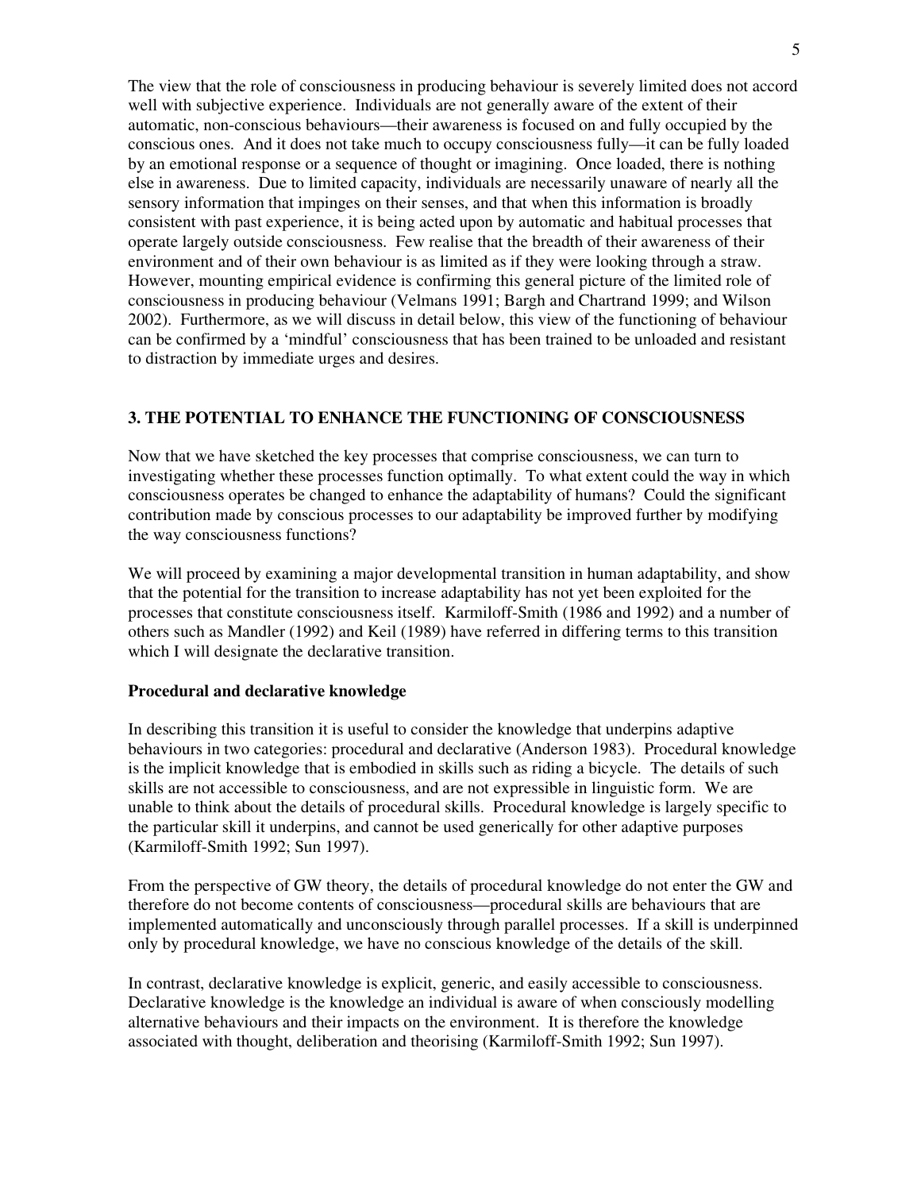The view that the role of consciousness in producing behaviour is severely limited does not accord well with subjective experience. Individuals are not generally aware of the extent of their automatic, non-conscious behaviours—their awareness is focused on and fully occupied by the conscious ones. And it does not take much to occupy consciousness fully—it can be fully loaded by an emotional response or a sequence of thought or imagining. Once loaded, there is nothing else in awareness. Due to limited capacity, individuals are necessarily unaware of nearly all the sensory information that impinges on their senses, and that when this information is broadly consistent with past experience, it is being acted upon by automatic and habitual processes that operate largely outside consciousness. Few realise that the breadth of their awareness of their environment and of their own behaviour is as limited as if they were looking through a straw. However, mounting empirical evidence is confirming this general picture of the limited role of consciousness in producing behaviour (Velmans 1991; Bargh and Chartrand 1999; and Wilson 2002). Furthermore, as we will discuss in detail below, this view of the functioning of behaviour can be confirmed by a 'mindful' consciousness that has been trained to be unloaded and resistant to distraction by immediate urges and desires.

## 3. THE POTENTIAL TO ENHANCE THE FUNCTIONING OF CONSCIOUSNESS

Now that we have sketched the key processes that comprise consciousness, we can turn to investigating whether these processes function optimally. To what extent could the way in which consciousness operates be changed to enhance the adaptability of humans? Could the significant contribution made by conscious processes to our adaptability be improved further by modifying the way consciousness functions?

We will proceed by examining a major developmental transition in human adaptability, and show that the potential for the transition to increase adaptability has not yet been exploited for the processes that constitute consciousness itself. Karmiloff-Smith (1986 and 1992) and a number of others such as Mandler (1992) and Keil (1989) have referred in differing terms to this transition which I will designate the declarative transition.

### Procedural and declarative knowledge

In describing this transition it is useful to consider the knowledge that underpins adaptive behaviours in two categories: procedural and declarative (Anderson 1983). Procedural knowledge is the implicit knowledge that is embodied in skills such as riding a bicycle. The details of such skills are not accessible to consciousness, and are not expressible in linguistic form. We are unable to think about the details of procedural skills. Procedural knowledge is largely specific to the particular skill it underpins, and cannot be used generically for other adaptive purposes (Karmiloff-Smith 1992; Sun 1997).

From the perspective of GW theory, the details of procedural knowledge do not enter the GW and therefore do not become contents of consciousness—procedural skills are behaviours that are implemented automatically and unconsciously through parallel processes. If a skill is underpinned only by procedural knowledge, we have no conscious knowledge of the details of the skill.

In contrast, declarative knowledge is explicit, generic, and easily accessible to consciousness. Declarative knowledge is the knowledge an individual is aware of when consciously modelling alternative behaviours and their impacts on the environment. It is therefore the knowledge associated with thought, deliberation and theorising (Karmiloff-Smith 1992; Sun 1997).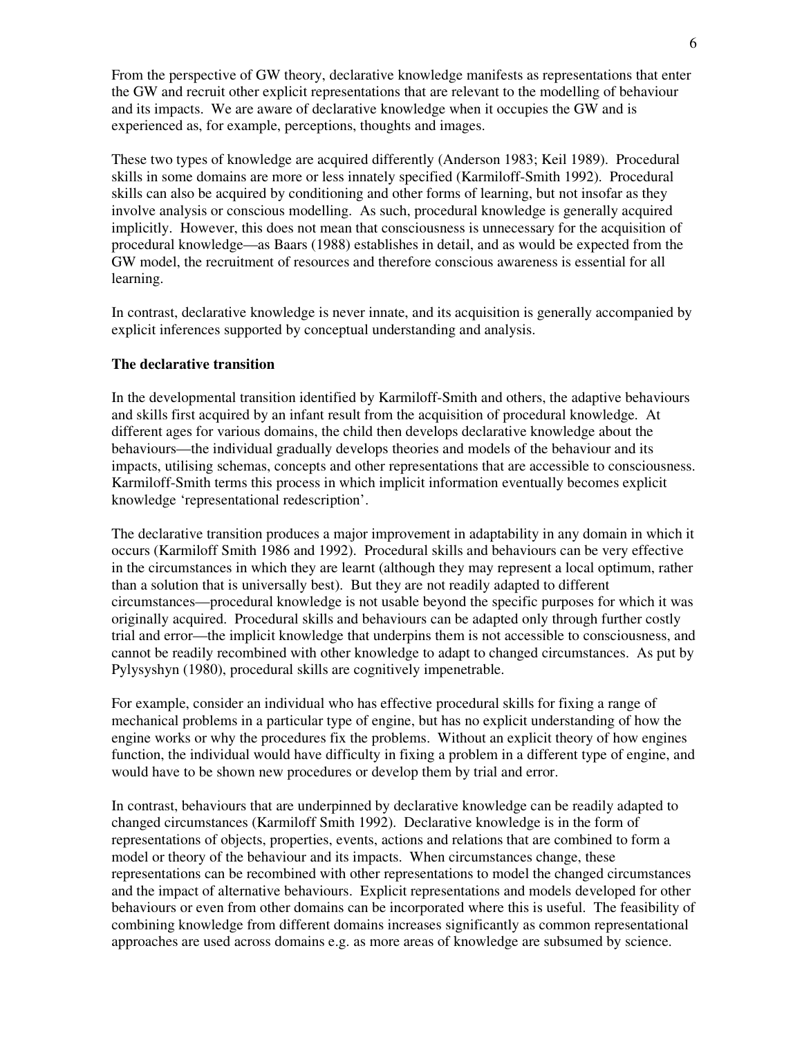From the perspective of GW theory, declarative knowledge manifests as representations that enter the GW and recruit other explicit representations that are relevant to the modelling of behaviour and its impacts. We are aware of declarative knowledge when it occupies the GW and is experienced as, for example, perceptions, thoughts and images.

These two types of knowledge are acquired differently (Anderson 1983; Keil 1989). Procedural skills in some domains are more or less innately specified (Karmiloff-Smith 1992). Procedural skills can also be acquired by conditioning and other forms of learning, but not insofar as they involve analysis or conscious modelling. As such, procedural knowledge is generally acquired implicitly. However, this does not mean that consciousness is unnecessary for the acquisition of procedural knowledge—as Baars (1988) establishes in detail, and as would be expected from the GW model, the recruitment of resources and therefore conscious awareness is essential for all learning.

In contrast, declarative knowledge is never innate, and its acquisition is generally accompanied by explicit inferences supported by conceptual understanding and analysis.

**The declarative transition**

In the developmental transition identified by Karmiloff-Smith and others, the adaptive behaviours and skills first acquired by an infant result from the acquisition of procedural knowledge. At different ages for various domains, the child then develops declarative knowledge about the behaviours—the individual gradually develops theories and models of the behaviour and its impacts, utilising schemas, concepts and other representations that are accessible to consciousness. Karmiloff-Smith terms this process in which implicit information eventually becomes explicit knowledge 'representational redescription'.

The declarative transition produces a major improvement in adaptability in any domain in which it occurs (Karmiloff Smith 1986 and 1992). Procedural skills and behaviours can be very effective in the circumstances in which they are learnt (although they may represent a local optimum, rather than a solution that is universally best). But they are not readily adapted to different circumstances—procedural knowledge is not usable beyond the specific purposes for which it was originally acquired. Procedural skills and behaviours can be adapted only through further costly trial and error—the implicit knowledge that underpins them is not accessible to consciousness, and cannot be readily recombined with other knowledge to adapt to changed circumstances. As put by Pylysyshyn (1980), procedural skills are cognitively impenetrable.

For example, consider an individual who has effective procedural skills for fixing a range of mechanical problems in a particular type of engine, but has no explicit understanding of how the engine works or why the procedures fix the problems. Without an explicit theory of how engines function, the individual would have difficulty in fixing a problem in a different type of engine, and would have to be shown new procedures or develop them by trial and error.

In contrast, behaviours that are underpinned by declarative knowledge can be readily adapted to changed circumstances (Karmiloff Smith 1992). Declarative knowledge is in the form of representations of objects, properties, events, actions and relations that are combined to form a model or theory of the behaviour and its impacts. When circumstances change, these representations can be recombined with other representations to model the changed circumstances and the impact of alternative behaviours. Explicit representations and models developed for other behaviours or even from other domains can be incorporated where this is useful. The feasibility of combining knowledge from different domains increases significantly as common representational approaches are used across domains e.g. as more areas of knowledge are subsumed by science.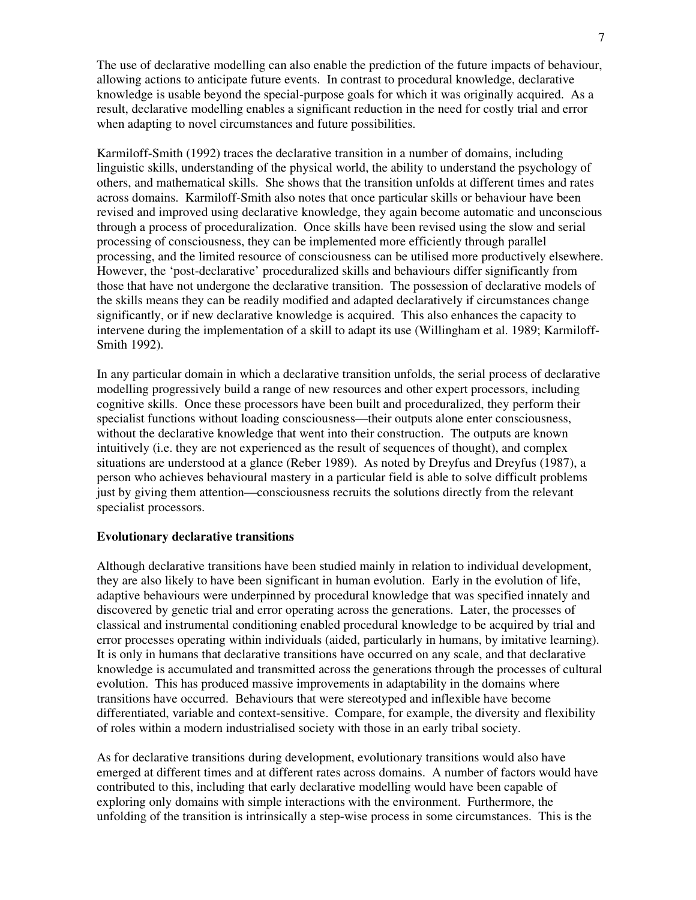The use of declarative modelling can also enable the prediction of the future impacts of behaviour, allowing actions to anticipate future events. In contrast to procedural knowledge, declarative knowledge is usable beyond the special-purpose goals for which it was originally acquired. As a result, declarative modelling enables a significant reduction in the need for costly trial and error when adapting to novel circumstances and future possibilities.

Karmiloff-Smith (1992) traces the declarative transition in a number of domains, including linguistic skills, understanding of the physical world, the ability to understand the psychology of others, and mathematical skills. She shows that the transition unfolds at different times and rates across domains. Karmiloff-Smith also notes that once particular skills or behaviour have been revised and improved using declarative knowledge, they again become automatic and unconscious through a process of proceduralization. Once skills have been revised using the slow and serial processing of consciousness, they can be implemented more efficiently through parallel processing, and the limited resource of consciousness can be utilised more productively elsewhere. However, the 'post-declarative' proceduralized skills and behaviours differ significantly from those that have not undergone the declarative transition. The possession of declarative models of the skills means they can be readily modified and adapted declaratively if circumstances change significantly, or if new declarative knowledge is acquired. This also enhances the capacity to intervene during the implementation of a skill to adapt its use (Willingham et al. 1989; Karmiloff-Smith 1992).

In any particular domain in which a declarative transition unfolds, the serial process of declarative modelling progressively build a range of new resources and other expert processors, including cognitive skills. Once these processors have been built and proceduralized, they perform their specialist functions without loading consciousness—their outputs alone enter consciousness, without the declarative knowledge that went into their construction. The outputs are known intuitively (i.e. they are not experienced as the result of sequences of thought), and complex situations are understood at a glance (Reber 1989). As noted by Dreyfus and Dreyfus (1987), a person who achieves behavioural mastery in a particular field is able to solve difficult problems just by giving them attention—consciousness recruits the solutions directly from the relevant specialist processors.

**Evolutionary declarative transitions**

Although declarative transitions have been studied mainly in relation to individual development, they are also likely to have been significant in human evolution. Early in the evolution of life, adaptive behaviours were underpinned by procedural knowledge that was specified innately and discovered by genetic trial and error operating across the generations. Later, the processes of classical and instrumental conditioning enabled procedural knowledge to be acquired by trial and error processes operating within individuals (aided, particularly in humans, by imitative learning). It is only in humans that declarative transitions have occurred on any scale, and that declarative knowledge is accumulated and transmitted across the generations through the processes of cultural evolution. This has produced massive improvements in adaptability in the domains where transitions have occurred. Behaviours that were stereotyped and inflexible have become differentiated, variable and context-sensitive. Compare, for example, the diversity and flexibility of roles within a modern industrialised society with those in an early tribal society.

As for declarative transitions during development, evolutionary transitions would also have emerged at different times and at different rates across domains. A number of factors would have contributed to this, including that early declarative modelling would have been capable of exploring only domains with simple interactions with the environment. Furthermore, the unfolding of the transition is intrinsically a step-wise process in some circumstances. This is the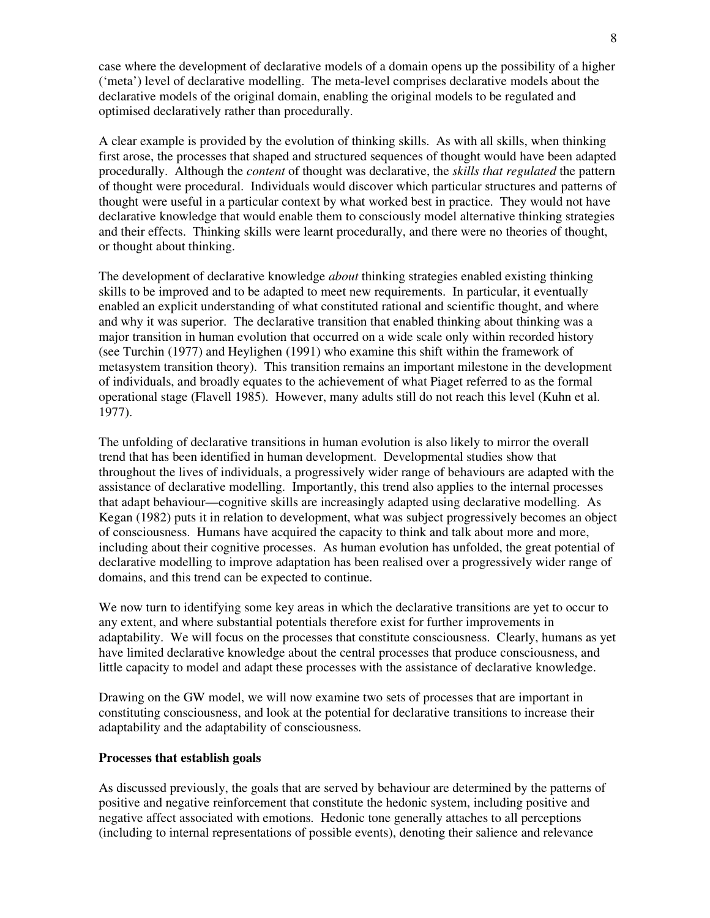case where the development of declarative models of a domain opens up the possibility of a higher ('meta') level of declarative modelling. The meta-level comprises declarative models about the declarative models of the original domain, enabling the original models to be regulated and optimised declaratively rather than procedurally.

A clear example is provided by the evolution of thinking skills. As with all skills, when thinking first arose, the processes that shaped and structured sequences of thought would have been adapted procedurally. Although the *content* of thought was declarative, the *skills that regulated* the pattern of thought were procedural. Individuals would discover which particular structures and patterns of thought were useful in a particular context by what worked best in practice. They would not have declarative knowledge that would enable them to consciously model alternative thinking strategies and their effects. Thinking skills were learnt procedurally, and there were no theories of thought, or thought about thinking.

The development of declarative knowledge *about* thinking strategies enabled existing thinking skills to be improved and to be adapted to meet new requirements. In particular, it eventually enabled an explicit understanding of what constituted rational and scientific thought, and where and why it was superior. The declarative transition that enabled thinking about thinking was a major transition in human evolution that occurred on a wide scale only within recorded history (see Turchin (1977) and Heylighen (1991) who examine this shift within the framework of metasystem transition theory). This transition remains an important milestone in the development of individuals, and broadly equates to the achievement of what Piaget referred to as the formal operational stage (Flavell 1985). However, many adults still do not reach this level (Kuhn et al. 1977).

The unfolding of declarative transitions in human evolution is also likely to mirror the overall trend that has been identified in human development. Developmental studies show that throughout the lives of individuals, a progressively wider range of behaviours are adapted with the assistance of declarative modelling. Importantly, this trend also applies to the internal processes that adapt behaviour—cognitive skills are increasingly adapted using declarative modelling. As Kegan (1982) puts it in relation to development, what was subject progressively becomes an object of consciousness. Humans have acquired the capacity to think and talk about more and more, including about their cognitive processes. As human evolution has unfolded, the great potential of declarative modelling to improve adaptation has been realised over a progressively wider range of domains, and this trend can be expected to continue.

We now turn to identifying some key areas in which the declarative transitions are yet to occur to any extent, and where substantial potentials therefore exist for further improvements in adaptability. We will focus on the processes that constitute consciousness. Clearly, humans as yet have limited declarative knowledge about the central processes that produce consciousness, and little capacity to model and adapt these processes with the assistance of declarative knowledge.

Drawing on the GW model, we will now examine two sets of processes that are important in constituting consciousness, and look at the potential for declarative transitions to increase their adaptability and the adaptability of consciousness.

**Processes that establish goals**

As discussed previously, the goals that are served by behaviour are determined by the patterns of positive and negative reinforcement that constitute the hedonic system, including positive and negative affect associated with emotions. Hedonic tone generally attaches to all perceptions (including to internal representations of possible events), denoting their salience and relevance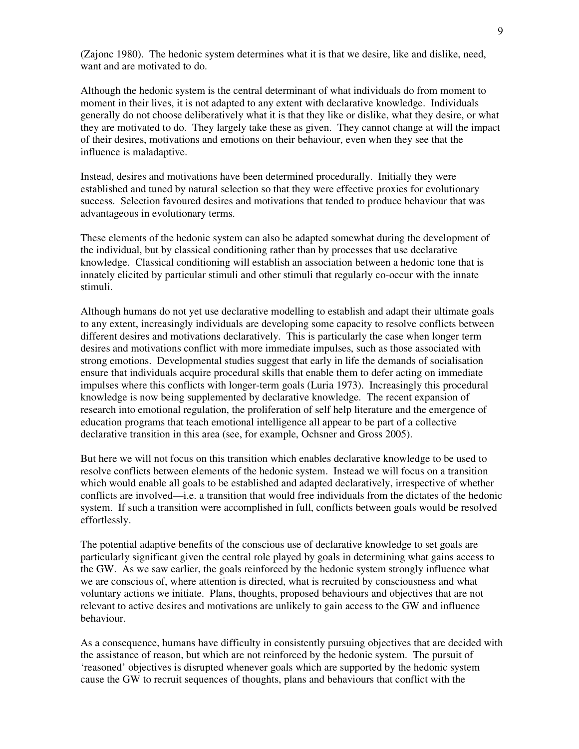(Zajonc 1980). The hedonic system determines what it is that we desire, like and dislike, need, want and are motivated to do.

Although the hedonic system is the central determinant of what individuals do from moment to moment in their lives, it is not adapted to any extent with declarative knowledge. Individuals generally do not choose deliberatively what it is that they like or dislike, what they desire, or what they are motivated to do. They largely take these as given. They cannot change at will the impact of their desires, motivations and emotions on their behaviour, even when they see that the influence is maladaptive.

Instead, desires and motivations have been determined procedurally. Initially they were established and tuned by natural selection so that they were effective proxies for evolutionary success. Selection favoured desires and motivations that tended to produce behaviour that was advantageous in evolutionary terms.

These elements of the hedonic system can also be adapted somewhat during the development of the individual, but by classical conditioning rather than by processes that use declarative knowledge. Classical conditioning will establish an association between a hedonic tone that is innately elicited by particular stimuli and other stimuli that regularly co-occur with the innate stimuli.

Although humans do not yet use declarative modelling to establish and adapt their ultimate goals to any extent, increasingly individuals are developing some capacity to resolve conflicts between different desires and motivations declaratively. This is particularly the case when longer term desires and motivations conflict with more immediate impulses, such as those associated with strong emotions. Developmental studies suggest that early in life the demands of socialisation ensure that individuals acquire procedural skills that enable them to defer acting on immediate impulses where this conflicts with longer-term goals (Luria 1973). Increasingly this procedural knowledge is now being supplemented by declarative knowledge. The recent expansion of research into emotional regulation, the proliferation of self help literature and the emergence of education programs that teach emotional intelligence all appear to be part of a collective declarative transition in this area (see, for example, Ochsner and Gross 2005).

But here we will not focus on this transition which enables declarative knowledge to be used to resolve conflicts between elements of the hedonic system. Instead we will focus on a transition which would enable all goals to be established and adapted declaratively, irrespective of whether conflicts are involved—i.e. a transition that would free individuals from the dictates of the hedonic system. If such a transition were accomplished in full, conflicts between goals would be resolved effortlessly.

The potential adaptive benefits of the conscious use of declarative knowledge to set goals are particularly significant given the central role played by goals in determining what gains access to the GW. As we saw earlier, the goals reinforced by the hedonic system strongly influence what we are conscious of, where attention is directed, what is recruited by consciousness and what voluntary actions we initiate. Plans, thoughts, proposed behaviours and objectives that are not relevant to active desires and motivations are unlikely to gain access to the GW and influence behaviour.

As a consequence, humans have difficulty in consistently pursuing objectives that are decided with the assistance of reason, but which are not reinforced by the hedonic system. The pursuit of 'reasoned' objectives is disrupted whenever goals which are supported by the hedonic system cause the GW to recruit sequences of thoughts, plans and behaviours that conflict with the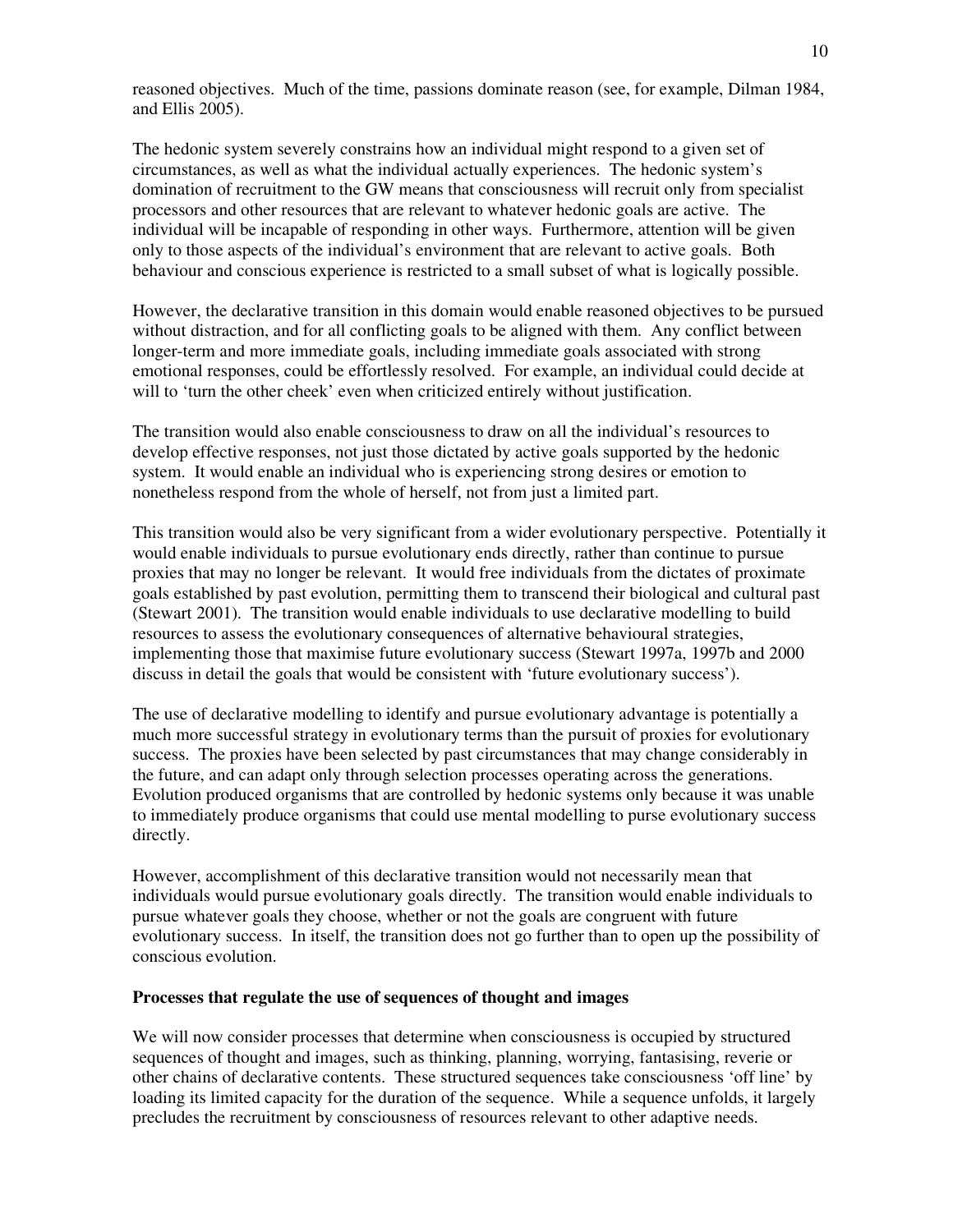reasoned objectives. Much of the time, passions dominate reason (see, for example, Dilman 1984, and Ellis 2005).

The hedonic system severely constrains how an individual might respond to a given set of circumstances, as well as what the individual actually experiences. The hedonic system's domination of recruitment to the GW means that consciousness will recruit only from specialist processors and other resources that are relevant to whatever hedonic goals are active. The individual will be incapable of responding in other ways. Furthermore, attention will be given only to those aspects of the individual's environment that are relevant to active goals. Both behaviour and conscious experience is restricted to a small subset of what is logically possible.

However, the declarative transition in this domain would enable reasoned objectives to be pursued without distraction, and for all conflicting goals to be aligned with them. Any conflict between longer-term and more immediate goals, including immediate goals associated with strong emotional responses, could be effortlessly resolved. For example, an individual could decide at will to 'turn the other cheek' even when criticized entirely without justification.

The transition would also enable consciousness to draw on all the individual's resources to develop effective responses, not just those dictated by active goals supported by the hedonic system. It would enable an individual who is experiencing strong desires or emotion to nonetheless respond from the whole of herself, not from just a limited part.

This transition would also be very significant from a wider evolutionary perspective. Potentially it would enable individuals to pursue evolutionary ends directly, rather than continue to pursue proxies that may no longer be relevant. It would free individuals from the dictates of proximate goals established by past evolution, permitting them to transcend their biological and cultural past (Stewart 2001). The transition would enable individuals to use declarative modelling to build resources to assess the evolutionary consequences of alternative behavioural strategies, implementing those that maximise future evolutionary success (Stewart 1997a, 1997b and 2000 discuss in detail the goals that would be consistent with 'future evolutionary success').

The use of declarative modelling to identify and pursue evolutionary advantage is potentially a much more successful strategy in evolutionary terms than the pursuit of proxies for evolutionary success. The proxies have been selected by past circumstances that may change considerably in the future, and can adapt only through selection processes operating across the generations. Evolution produced organisms that are controlled by hedonic systems only because it was unable to immediately produce organisms that could use mental modelling to purse evolutionary success directly.

However, accomplishment of this declarative transition would not necessarily mean that individuals would pursue evolutionary goals directly. The transition would enable individuals to pursue whatever goals they choose, whether or not the goals are congruent with future evolutionary success. In itself, the transition does not go further than to open up the possibility of conscious evolution.

**Processes that regulate the use of sequences of thought and images**

We will now consider processes that determine when consciousness is occupied by structured sequences of thought and images, such as thinking, planning, worrying, fantasising, reverie or other chains of declarative contents. These structured sequences take consciousness 'off line' by loading its limited capacity for the duration of the sequence. While a sequence unfolds, it largely precludes the recruitment by consciousness of resources relevant to other adaptive needs.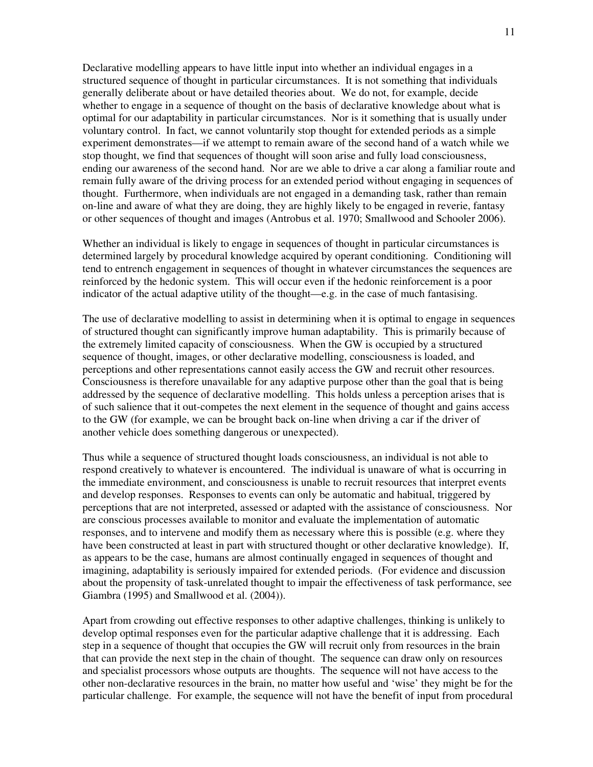Declarative modelling appears to have little input into whether an individual engages in a structured sequence of thought in particular circumstances. It is not something that individuals generally deliberate about or have detailed theories about. We do not, for example, decide whether to engage in a sequence of thought on the basis of declarative knowledge about what is optimal for our adaptability in particular circumstances. Nor is it something that is usually under voluntary control. In fact, we cannot voluntarily stop thought for extended periods as a simple experiment demonstrates—if we attempt to remain aware of the second hand of a watch while we stop thought, we find that sequences of thought will soon arise and fully load consciousness, ending our awareness of the second hand. Nor are we able to drive a car along a familiar route and remain fully aware of the driving process for an extended period without engaging in sequences of thought. Furthermore, when individuals are not engaged in a demanding task, rather than remain on-line and aware of what they are doing, they are highly likely to be engaged in reverie, fantasy or other sequences of thought and images (Antrobus et al. 1970; Smallwood and Schooler 2006).

Whether an individual is likely to engage in sequences of thought in particular circumstances is determined largely by procedural knowledge acquired by operant conditioning. Conditioning will tend to entrench engagement in sequences of thought in whatever circumstances the sequences are reinforced by the hedonic system. This will occur even if the hedonic reinforcement is a poor indicator of the actual adaptive utility of the thought—e.g. in the case of much fantasising.

The use of declarative modelling to assist in determining when it is optimal to engage in sequences of structured thought can significantly improve human adaptability. This is primarily because of the extremely limited capacity of consciousness. When the GW is occupied by a structured sequence of thought, images, or other declarative modelling, consciousness is loaded, and perceptions and other representations cannot easily access the GW and recruit other resources. Consciousness is therefore unavailable for any adaptive purpose other than the goal that is being addressed by the sequence of declarative modelling. This holds unless a perception arises that is of such salience that it out-competes the next element in the sequence of thought and gains access to the GW (for example, we can be brought back on-line when driving a car if the driver of another vehicle does something dangerous or unexpected).

Thus while a sequence of structured thought loads consciousness, an individual is not able to respond creatively to whatever is encountered. The individual is unaware of what is occurring in the immediate environment, and consciousness is unable to recruit resources that interpret events and develop responses. Responses to events can only be automatic and habitual, triggered by perceptions that are not interpreted, assessed or adapted with the assistance of consciousness. Nor are conscious processes available to monitor and evaluate the implementation of automatic responses, and to intervene and modify them as necessary where this is possible (e.g. where they have been constructed at least in part with structured thought or other declarative knowledge). If, as appears to be the case, humans are almost continually engaged in sequences of thought and imagining, adaptability is seriously impaired for extended periods. (For evidence and discussion about the propensity of task-unrelated thought to impair the effectiveness of task performance, see Giambra (1995) and Smallwood et al. (2004)).

Apart from crowding out effective responses to other adaptive challenges, thinking is unlikely to develop optimal responses even for the particular adaptive challenge that it is addressing. Each step in a sequence of thought that occupies the GW will recruit only from resources in the brain that can provide the next step in the chain of thought. The sequence can draw only on resources and specialist processors whose outputs are thoughts. The sequence will not have access to the other non-declarative resources in the brain, no matter how useful and 'wise' they might be for the particular challenge. For example, the sequence will not have the benefit of input from procedural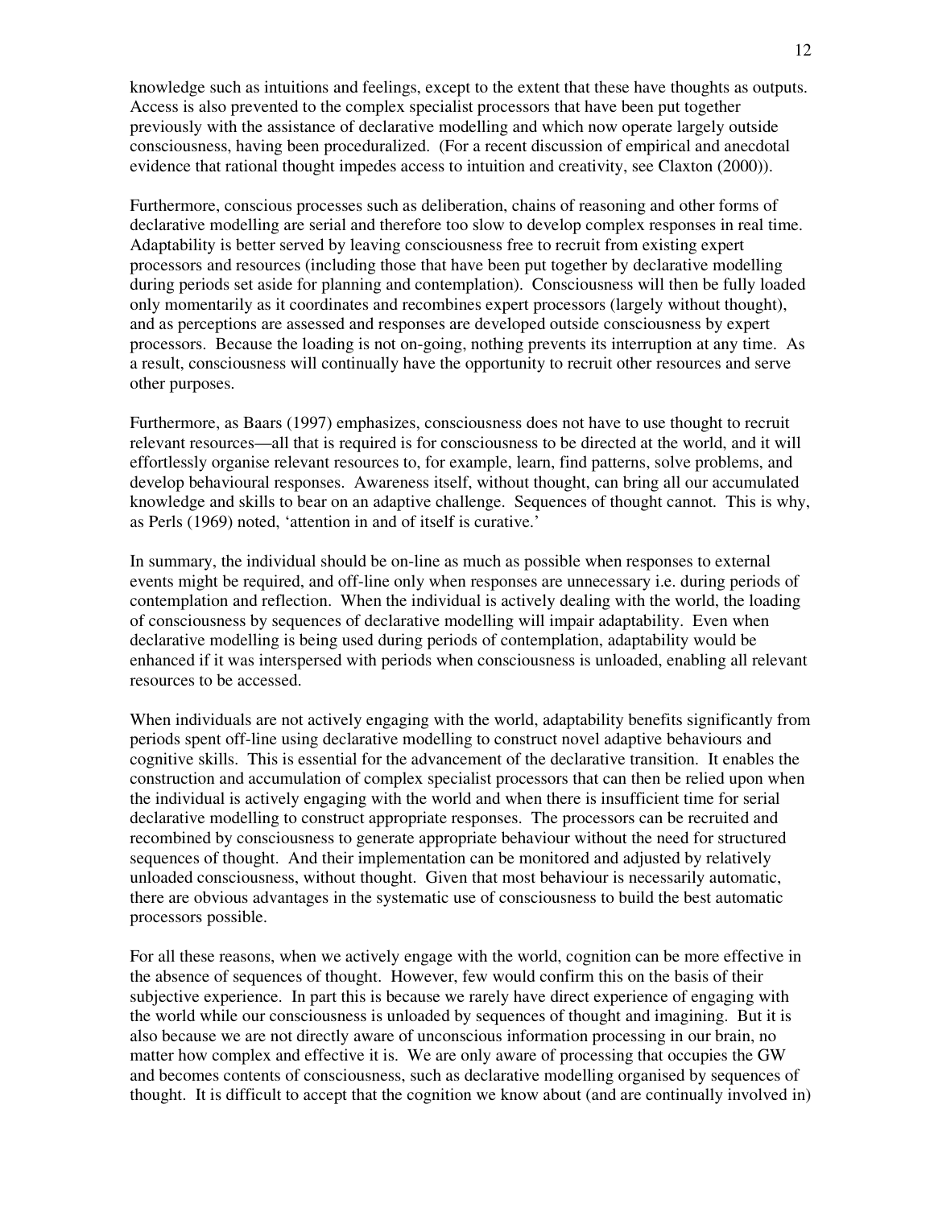knowledge such as intuitions and feelings, except to the extent that these have thoughts as outputs. Access is also prevented to the complex specialist processors that have been put together previously with the assistance of declarative modelling and which now operate largely outside consciousness, having been proceduralized. (For a recent discussion of empirical and anecdotal evidence that rational thought impedes access to intuition and creativity, see Claxton (2000)).

Furthermore, conscious processes such as deliberation, chains of reasoning and other forms of declarative modelling are serial and therefore too slow to develop complex responses in real time. Adaptability is better served by leaving consciousness free to recruit from existing expert processors and resources (including those that have been put together by declarative modelling during periods set aside for planning and contemplation). Consciousness will then be fully loaded only momentarily as it coordinates and recombines expert processors (largely without thought), and as perceptions are assessed and responses are developed outside consciousness by expert processors. Because the loading is not on-going, nothing prevents its interruption at any time. As a result, consciousness will continually have the opportunity to recruit other resources and serve other purposes.

Furthermore, as Baars (1997) emphasizes, consciousness does not have to use thought to recruit relevant resources—all that is required is for consciousness to be directed at the world, and it will effortlessly organise relevant resources to, for example, learn, find patterns, solve problems, and develop behavioural responses. Awareness itself, without thought, can bring all our accumulated knowledge and skills to bear on an adaptive challenge. Sequences of thought cannot. This is why, as Perls (1969) noted, 'attention in and of itself is curative.'

In summary, the individual should be on-line as much as possible when responses to external events might be required, and off-line only when responses are unnecessary i.e. during periods of contemplation and reflection. When the individual is actively dealing with the world, the loading of consciousness by sequences of declarative modelling will impair adaptability. Even when declarative modelling is being used during periods of contemplation, adaptability would be enhanced if it was interspersed with periods when consciousness is unloaded, enabling all relevant resources to be accessed.

When individuals are not actively engaging with the world, adaptability benefits significantly from periods spent off-line using declarative modelling to construct novel adaptive behaviours and cognitive skills. This is essential for the advancement of the declarative transition. It enables the construction and accumulation of complex specialist processors that can then be relied upon when the individual is actively engaging with the world and when there is insufficient time for serial declarative modelling to construct appropriate responses. The processors can be recruited and recombined by consciousness to generate appropriate behaviour without the need for structured sequences of thought. And their implementation can be monitored and adjusted by relatively unloaded consciousness, without thought. Given that most behaviour is necessarily automatic, there are obvious advantages in the systematic use of consciousness to build the best automatic processors possible.

For all these reasons, when we actively engage with the world, cognition can be more effective in the absence of sequences of thought. However, few would confirm this on the basis of their subjective experience. In part this is because we rarely have direct experience of engaging with the world while our consciousness is unloaded by sequences of thought and imagining. But it is also because we are not directly aware of unconscious information processing in our brain, no matter how complex and effective it is. We are only aware of processing that occupies the GW and becomes contents of consciousness, such as declarative modelling organised by sequences of thought. It is difficult to accept that the cognition we know about (and are continually involved in)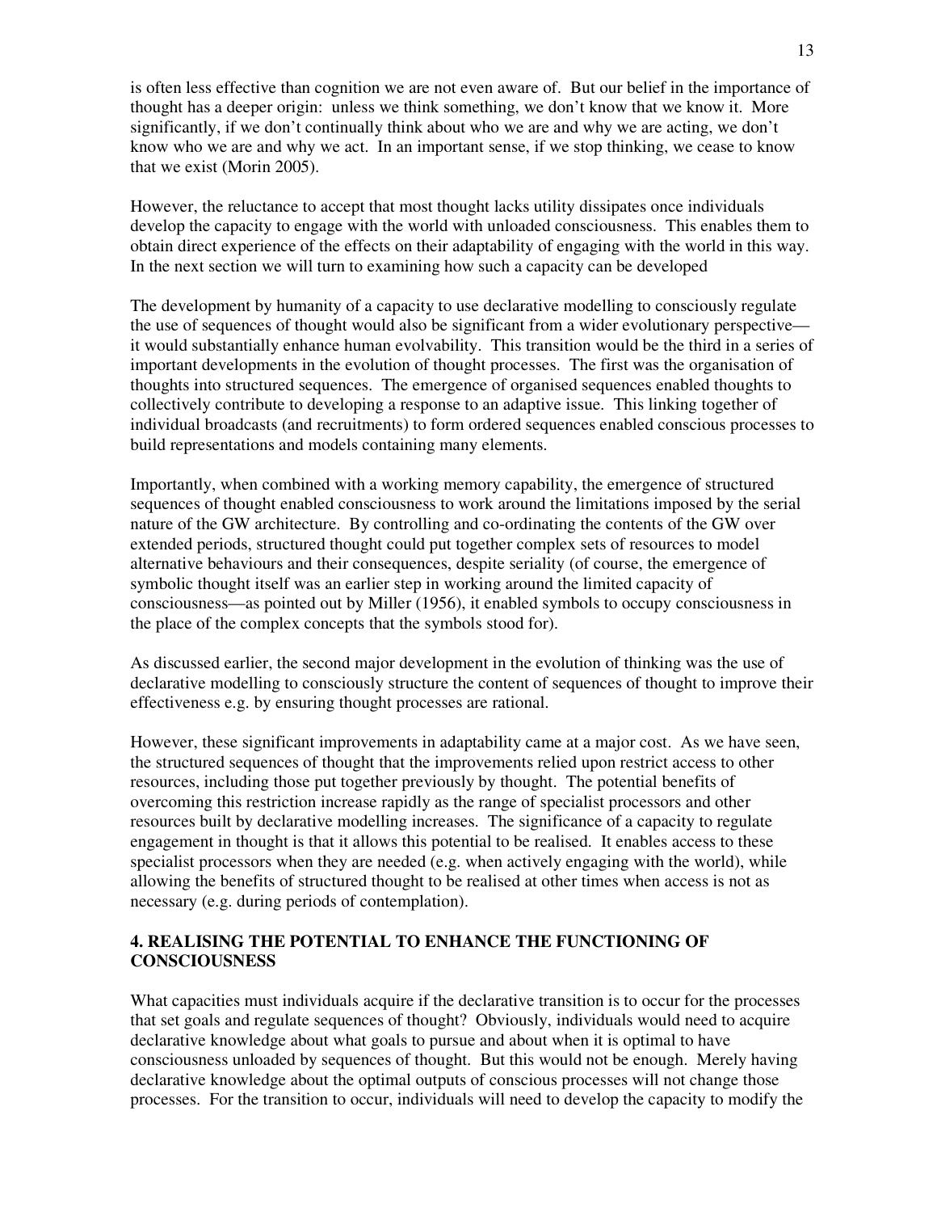is often less effective than cognition we are not even aware of. But our belief in the importance of thought has a deeper origin: unless we think something, we don't know that we know it. More significantly, if we don't continually think about who we are and why we are acting, we don't know who we are and why we act. In an important sense, if we stop thinking, we cease to know that we exist (Morin 2005).

However, the reluctance to accept that most thought lacks utility dissipates once individuals develop the capacity to engage with the world with unloaded consciousness. This enables them to obtain direct experience of the effects on their adaptability of engaging with the world in this way. In the next section we will turn to examining how such a capacity can be developed

The development by humanity of a capacity to use declarative modelling to consciously regulate the use of sequences of thought would also be significant from a wider evolutionary perspective—it would substantially enhance human evolvability. This transition would be the third in a series of important developments in the evolution of thought processes. The first was the organisation of thoughts into structured sequences. The emergence of organised sequences enabled thoughts to collectively contribute to developing a response to an adaptive issue. This linking together of individual broadcasts (and recruitments) to form ordered sequences enabled conscious processes to build representations and models containing many elements.

Importantly, when combined with a working memory capability, the emergence of structured sequences of thought enabled consciousness to work around the limitations imposed by the serial nature of the GW architecture. By controlling and co-ordinating the contents of the GW over extended periods, structured thought could put together complex sets of resources to model alternative behaviours and their consequences, despite seriality (of course, the emergence of symbolic thought itself was an earlier step in working around the limited capacity of consciousness—as pointed out by Miller (1956), it enabled symbols to occupy consciousness in the place of the complex concepts that the symbols stood for).

As discussed earlier, the second major development in the evolution of thinking was the use of declarative modelling to consciously structure the content of sequences of thought to improve their effectiveness e.g. by ensuring thought processes are rational.

However, these significant improvements in adaptability came at a major cost. As we have seen, the structured sequences of thought that the improvements relied upon restrict access to other resources, including those put together previously by thought. The potential benefits of overcoming this restriction increase rapidly as the range of specialist processors and other resources built by declarative modelling increases. The significance of a capacity to regulate engagement in thought is that it allows this potential to be realised. It enables access to these specialist processors when they are needed (e.g. when actively engaging with the world), while allowing the benefits of structured thought to be realised at other times when access is not as necessary (e.g. during periods of contemplation).

## 4. REALISING THE POTENTIAL TO ENHANCE THE FUNCTIONING OF CONSCIOUSNESS

What capacities must individuals acquire if the declarative transition is to occur for the processes that set goals and regulate sequences of thought? Obviously, individuals would need to acquire declarative knowledge about what goals to pursue and about when it is optimal to have consciousness unloaded by sequences of thought. But this would not be enough. Merely having declarative knowledge about the optimal outputs of conscious processes will not change those processes. For the transition to occur, individuals will need to develop the capacity to modify the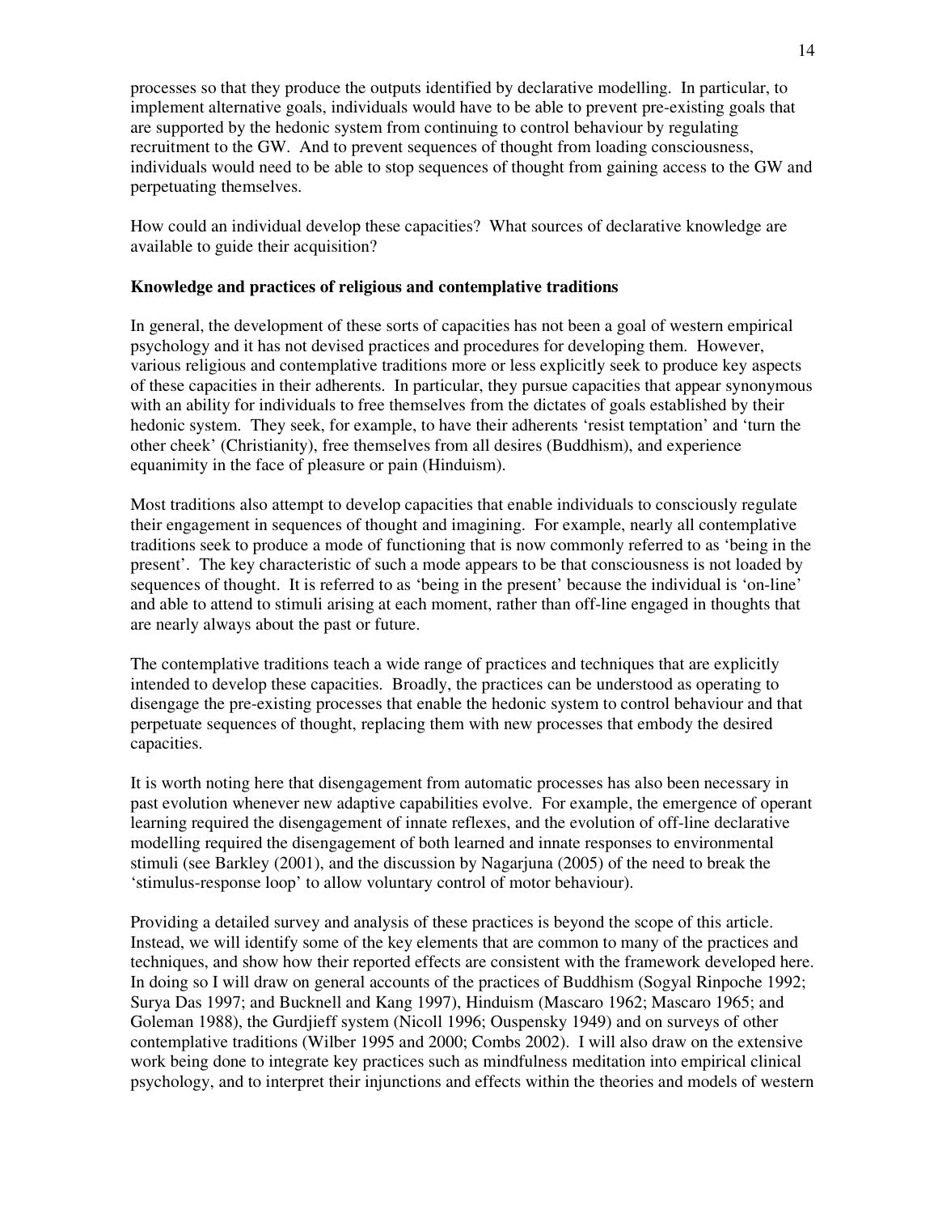processes so that they produce the outputs identified by declarative modelling. In particular, to implement alternative goals, individuals would have to be able to prevent pre-existing goals that are supported by the hedonic system from continuing to control behaviour by regulating recruitment to the GW. And to prevent sequences of thought from loading consciousness, individuals would need to be able to stop sequences of thought from gaining access to the GW and perpetuating themselves.

How could an individual develop these capacities? What sources of declarative knowledge are available to guide their acquisition?

**Knowledge and practices of religious and contemplative traditions**

In general, the development of these sorts of capacities has not been a goal of western empirical psychology and it has not devised practices and procedures for developing them. However, various religious and contemplative traditions more or less explicitly seek to produce key aspects of these capacities in their adherents. In particular, they pursue capacities that appear synonymous with an ability for individuals to free themselves from the dictates of goals established by their hedonic system. They seek, for example, to have their adherents 'resist temptation' and 'turn the other cheek' (Christianity), free themselves from all desires (Buddhism), and experience equanimity in the face of pleasure or pain (Hinduism).

Most traditions also attempt to develop capacities that enable individuals to consciously regulate their engagement in sequences of thought and imagining. For example, nearly all contemplative traditions seek to produce a mode of functioning that is now commonly referred to as 'being in the present'. The key characteristic of such a mode appears to be that consciousness is not loaded by sequences of thought. It is referred to as 'being in the present' because the individual is 'on-line' and able to attend to stimuli arising at each moment, rather than off-line engaged in thoughts that are nearly always about the past or future.

The contemplative traditions teach a wide range of practices and techniques that are explicitly intended to develop these capacities. Broadly, the practices can be understood as operating to disengage the pre-existing processes that enable the hedonic system to control behaviour and that perpetuate sequences of thought, replacing them with new processes that embody the desired capacities.

It is worth noting here that disengagement from automatic processes has also been necessary in past evolution whenever new adaptive capabilities evolve. For example, the emergence of operant learning required the disengagement of innate reflexes, and the evolution of off-line declarative modelling required the disengagement of both learned and innate responses to environmental stimuli (see Barkley (2001), and the discussion by Nagarjuna (2005) of the need to break the 'stimulus-response loop' to allow voluntary control of motor behaviour).

Providing a detailed survey and analysis of these practices is beyond the scope of this article. Instead, we will identify some of the key elements that are common to many of the practices and techniques, and show how their reported effects are consistent with the framework developed here. In doing so I will draw on general accounts of the practices of Buddhism (Sogyal Rinpoche 1992; Surya Das 1997; and Bucknell and Kang 1997), Hinduism (Mascaro 1962; Mascaro 1965; and Goleman 1988), the Gurdjieff system (Nicoll 1996; Ouspensky 1949) and on surveys of other contemplative traditions (Wilber 1995 and 2000; Combs 2002). I will also draw on the extensive work being done to integrate key practices such as mindfulness meditation into empirical clinical psychology, and to interpret their injunctions and effects within the theories and models of western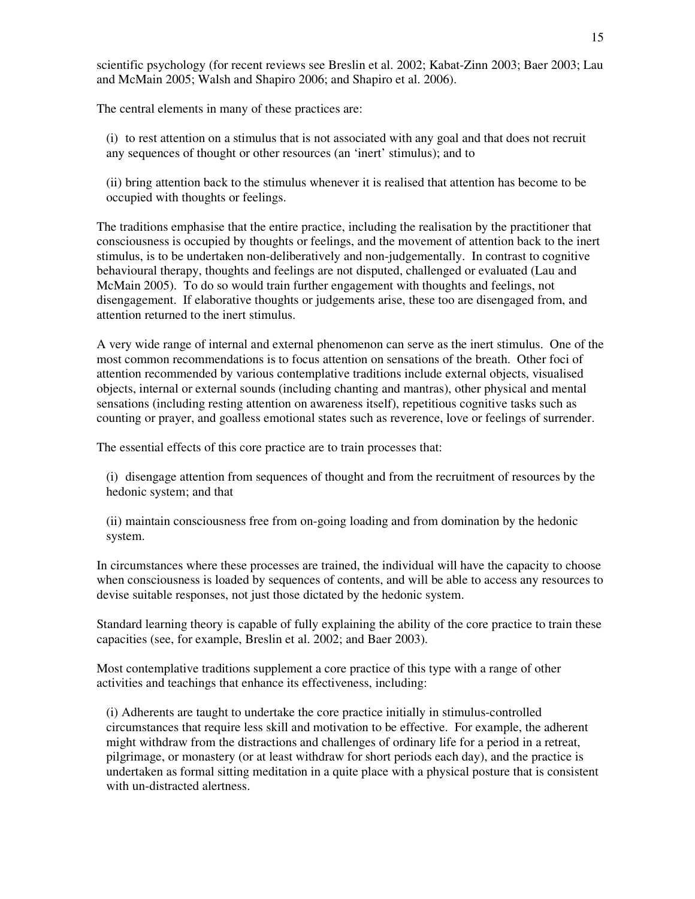scientific psychology (for recent reviews see Breslin et al. 2002; Kabat-Zinn 2003; Baer 2003; Lau and McMain 2005; Walsh and Shapiro 2006; and Shapiro et al. 2006).

The central elements in many of these practices are:

(i) to rest attention on a stimulus that is not associated with any goal and that does not recruit any sequences of thought or other resources (an 'inert' stimulus); and to

(ii) bring attention back to the stimulus whenever it is realised that attention has become to be occupied with thoughts or feelings.

The traditions emphasise that the entire practice, including the realisation by the practitioner that consciousness is occupied by thoughts or feelings, and the movement of attention back to the inert stimulus, is to be undertaken non-deliberatively and non-judgementally. In contrast to cognitive behavioural therapy, thoughts and feelings are not disputed, challenged or evaluated (Lau and McMain 2005). To do so would train further engagement with thoughts and feelings, not disengagement. If elaborative thoughts or judgements arise, these too are disengaged from, and attention returned to the inert stimulus.

A very wide range of internal and external phenomenon can serve as the inert stimulus. One of the most common recommendations is to focus attention on sensations of the breath. Other foci of attention recommended by various contemplative traditions include external objects, visualised objects, internal or external sounds (including chanting and mantras), other physical and mental sensations (including resting attention on awareness itself), repetitious cognitive tasks such as counting or prayer, and goalless emotional states such as reverence, love or feelings of surrender.

The essential effects of this core practice are to train processes that:

(i) disengage attention from sequences of thought and from the recruitment of resources by the hedonic system; and that

(ii) maintain consciousness free from on-going loading and from domination by the hedonic system.

In circumstances where these processes are trained, the individual will have the capacity to choose when consciousness is loaded by sequences of contents, and will be able to access any resources to devise suitable responses, not just those dictated by the hedonic system.

Standard learning theory is capable of fully explaining the ability of the core practice to train these capacities (see, for example, Breslin et al. 2002; and Baer 2003).

Most contemplative traditions supplement a core practice of this type with a range of other activities and teachings that enhance its effectiveness, including:

(i) Adherents are taught to undertake the core practice initially in stimulus-controlled circumstances that require less skill and motivation to be effective. For example, the adherent might withdraw from the distractions and challenges of ordinary life for a period in a retreat, pilgrimage, or monastery (or at least withdraw for short periods each day), and the practice is undertaken as formal sitting meditation in a quite place with a physical posture that is consistent with un-distracted alertness.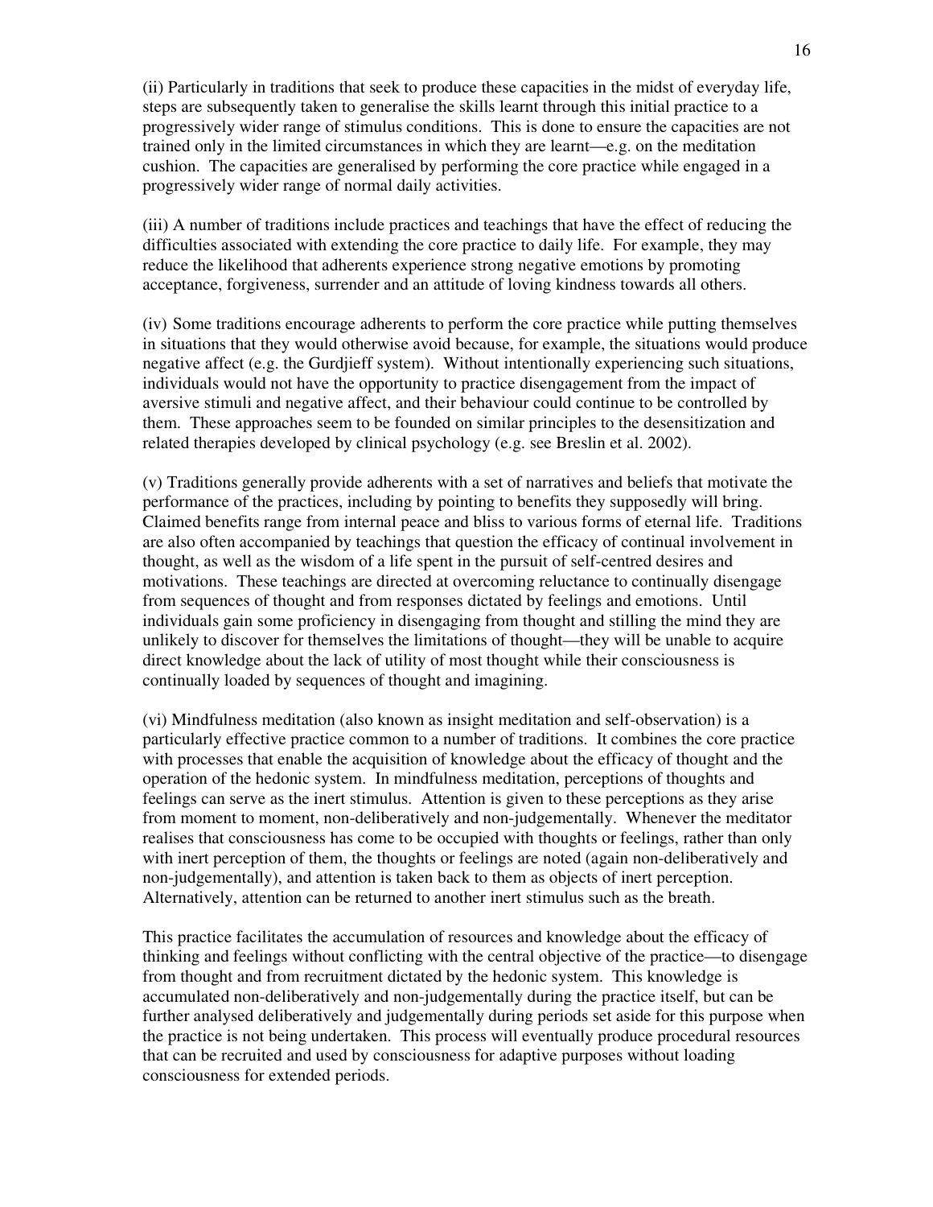(ii) Particularly in traditions that seek to produce these capacities in the midst of everyday life, steps are subsequently taken to generalise the skills learnt through this initial practice to a progressively wider range of stimulus conditions. This is done to ensure the capacities are not trained only in the limited circumstances in which they are learnt—e.g. on the meditation cushion. The capacities are generalised by performing the core practice while engaged in a progressively wider range of normal daily activities.

(iii) A number of traditions include practices and teachings that have the effect of reducing the difficulties associated with extending the core practice to daily life. For example, they may reduce the likelihood that adherents experience strong negative emotions by promoting acceptance, forgiveness, surrender and an attitude of loving kindness towards all others.

(iv) Some traditions encourage adherents to perform the core practice while putting themselves in situations that they would otherwise avoid because, for example, the situations would produce negative affect (e.g. the Gurdjieff system). Without intentionally experiencing such situations, individuals would not have the opportunity to practice disengagement from the impact of aversive stimuli and negative affect, and their behaviour could continue to be controlled by them. These approaches seem to be founded on similar principles to the desensitization and related therapies developed by clinical psychology (e.g. see Breslin et al. 2002).

(v) Traditions generally provide adherents with a set of narratives and beliefs that motivate the performance of the practices, including by pointing to benefits they supposedly will bring. Claimed benefits range from internal peace and bliss to various forms of eternal life. Traditions are also often accompanied by teachings that question the efficacy of continual involvement in thought, as well as the wisdom of a life spent in the pursuit of self-centred desires and motivations. These teachings are directed at overcoming reluctance to continually disengage from sequences of thought and from responses dictated by feelings and emotions. Until individuals gain some proficiency in disengaging from thought and stilling the mind they are unlikely to discover for themselves the limitations of thought—they will be unable to acquire direct knowledge about the lack of utility of most thought while their consciousness is continually loaded by sequences of thought and imagining.

(vi) Mindfulness meditation (also known as insight meditation and self-observation) is a particularly effective practice common to a number of traditions. It combines the core practice with processes that enable the acquisition of knowledge about the efficacy of thought and the operation of the hedonic system. In mindfulness meditation, perceptions of thoughts and feelings can serve as the inert stimulus. Attention is given to these perceptions as they arise from moment to moment, non-deliberatively and non-judgementally. Whenever the meditator realises that consciousness has come to be occupied with thoughts or feelings, rather than only with inert perception of them, the thoughts or feelings are noted (again non-deliberatively and non-judgementally), and attention is taken back to them as objects of inert perception. Alternatively, attention can be returned to another inert stimulus such as the breath.

This practice facilitates the accumulation of resources and knowledge about the efficacy of thinking and feelings without conflicting with the central objective of the practice—to disengage from thought and from recruitment dictated by the hedonic system. This knowledge is accumulated non-deliberatively and non-judgementally during the practice itself, but can be further analysed deliberatively and judgementally during periods set aside for this purpose when the practice is not being undertaken. This process will eventually produce procedural resources that can be recruited and used by consciousness for adaptive purposes without loading consciousness for extended periods.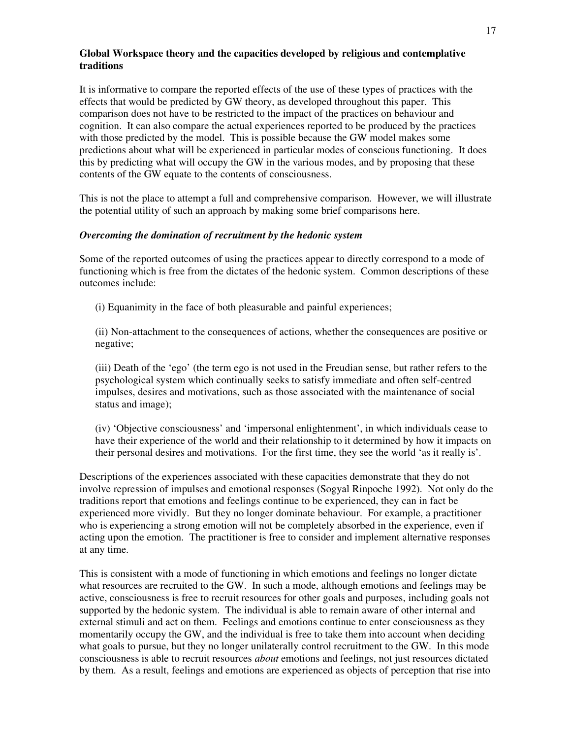**Global Workspace theory and the capacities developed by religious and contemplative traditions**

It is informative to compare the reported effects of the use of these types of practices with the effects that would be predicted by GW theory, as developed throughout this paper. This comparison does not have to be restricted to the impact of the practices on behaviour and cognition. It can also compare the actual experiences reported to be produced by the practices with those predicted by the model. This is possible because the GW model makes some predictions about what will be experienced in particular modes of conscious functioning. It does this by predicting what will occupy the GW in the various modes, and by proposing that these contents of the GW equate to the contents of consciousness.

This is not the place to attempt a full and comprehensive comparison. However, we will illustrate the potential utility of such an approach by making some brief comparisons here.

***Overcoming the domination of recruitment by the hedonic system***

Some of the reported outcomes of using the practices appear to directly correspond to a mode of functioning which is free from the dictates of the hedonic system. Common descriptions of these outcomes include:

(i) Equanimity in the face of both pleasurable and painful experiences;

(ii) Non-attachment to the consequences of actions, whether the consequences are positive or negative;

(iii) Death of the 'ego' (the term ego is not used in the Freudian sense, but rather refers to the psychological system which continually seeks to satisfy immediate and often self-centred impulses, desires and motivations, such as those associated with the maintenance of social status and image);

(iv) 'Objective consciousness' and 'impersonal enlightenment', in which individuals cease to have their experience of the world and their relationship to it determined by how it impacts on their personal desires and motivations. For the first time, they see the world 'as it really is'.

Descriptions of the experiences associated with these capacities demonstrate that they do not involve repression of impulses and emotional responses (Sogyal Rinpoche 1992). Not only do the traditions report that emotions and feelings continue to be experienced, they can in fact be experienced more vividly. But they no longer dominate behaviour. For example, a practitioner who is experiencing a strong emotion will not be completely absorbed in the experience, even if acting upon the emotion. The practitioner is free to consider and implement alternative responses at any time.

This is consistent with a mode of functioning in which emotions and feelings no longer dictate what resources are recruited to the GW. In such a mode, although emotions and feelings may be active, consciousness is free to recruit resources for other goals and purposes, including goals not supported by the hedonic system. The individual is able to remain aware of other internal and external stimuli and act on them. Feelings and emotions continue to enter consciousness as they momentarily occupy the GW, and the individual is free to take them into account when deciding what goals to pursue, but they no longer unilaterally control recruitment to the GW. In this mode consciousness is able to recruit resources *about* emotions and feelings, not just resources dictated by them. As a result, feelings and emotions are experienced as objects of perception that rise into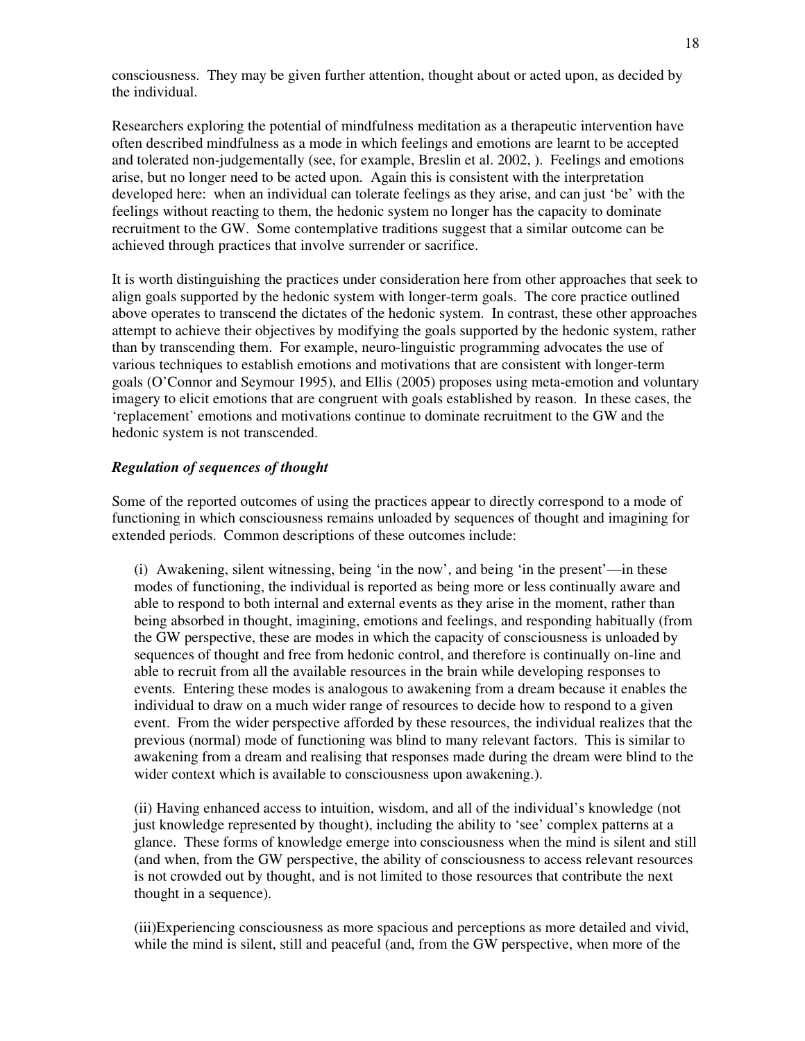consciousness. They may be given further attention, thought about or acted upon, as decided by the individual.

Researchers exploring the potential of mindfulness meditation as a therapeutic intervention have often described mindfulness as a mode in which feelings and emotions are learnt to be accepted and tolerated non-judgementally (see, for example, Breslin et al. 2002, ). Feelings and emotions arise, but no longer need to be acted upon. Again this is consistent with the interpretation developed here: when an individual can tolerate feelings as they arise, and can just 'be' with the feelings without reacting to them, the hedonic system no longer has the capacity to dominate recruitment to the GW. Some contemplative traditions suggest that a similar outcome can be achieved through practices that involve surrender or sacrifice.

It is worth distinguishing the practices under consideration here from other approaches that seek to align goals supported by the hedonic system with longer-term goals. The core practice outlined above operates to transcend the dictates of the hedonic system. In contrast, these other approaches attempt to achieve their objectives by modifying the goals supported by the hedonic system, rather than by transcending them. For example, neuro-linguistic programming advocates the use of various techniques to establish emotions and motivations that are consistent with longer-term goals (O'Connor and Seymour 1995), and Ellis (2005) proposes using meta-emotion and voluntary imagery to elicit emotions that are congruent with goals established by reason. In these cases, the 'replacement' emotions and motivations continue to dominate recruitment to the GW and the hedonic system is not transcended.

### *Regulation of sequences of thought*

Some of the reported outcomes of using the practices appear to directly correspond to a mode of functioning in which consciousness remains unloaded by sequences of thought and imagining for extended periods. Common descriptions of these outcomes include:

(i) Awakening, silent witnessing, being 'in the now', and being 'in the present'—in these modes of functioning, the individual is reported as being more or less continually aware and able to respond to both internal and external events as they arise in the moment, rather than being absorbed in thought, imagining, emotions and feelings, and responding habitually (from the GW perspective, these are modes in which the capacity of consciousness is unloaded by sequences of thought and free from hedonic control, and therefore is continually on-line and able to recruit from all the available resources in the brain while developing responses to events. Entering these modes is analogous to awakening from a dream because it enables the individual to draw on a much wider range of resources to decide how to respond to a given event. From the wider perspective afforded by these resources, the individual realizes that the previous (normal) mode of functioning was blind to many relevant factors. This is similar to awakening from a dream and realising that responses made during the dream were blind to the wider context which is available to consciousness upon awakening.).

(ii) Having enhanced access to intuition, wisdom, and all of the individual's knowledge (not just knowledge represented by thought), including the ability to 'see' complex patterns at a glance. These forms of knowledge emerge into consciousness when the mind is silent and still (and when, from the GW perspective, the ability of consciousness to access relevant resources is not crowded out by thought, and is not limited to those resources that contribute the next thought in a sequence).

(iii)Experiencing consciousness as more spacious and perceptions as more detailed and vivid, while the mind is silent, still and peaceful (and, from the GW perspective, when more of the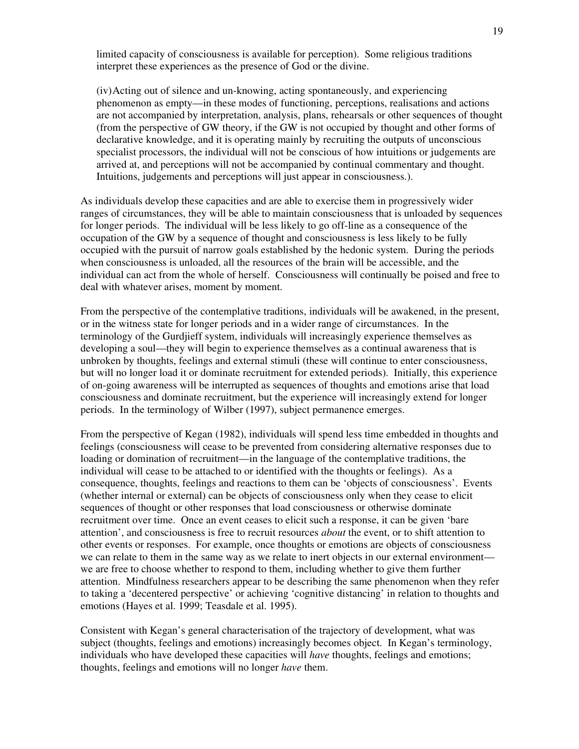limited capacity of consciousness is available for perception). Some religious traditions interpret these experiences as the presence of God or the divine.

(iv) Acting out of silence and un-knowing, acting spontaneously, and experiencing phenomenon as empty—in these modes of functioning, perceptions, realisations and actions are not accompanied by interpretation, analysis, plans, rehearsals or other sequences of thought (from the perspective of GW theory, if the GW is not occupied by thought and other forms of declarative knowledge, and it is operating mainly by recruiting the outputs of unconscious specialist processors, the individual will not be conscious of how intuitions or judgements are arrived at, and perceptions will not be accompanied by continual commentary and thought. Intuitions, judgements and perceptions will just appear in consciousness.).

As individuals develop these capacities and are able to exercise them in progressively wider ranges of circumstances, they will be able to maintain consciousness that is unloaded by sequences for longer periods. The individual will be less likely to go off-line as a consequence of the occupation of the GW by a sequence of thought and consciousness is less likely to be fully occupied with the pursuit of narrow goals established by the hedonic system. During the periods when consciousness is unloaded, all the resources of the brain will be accessible, and the individual can act from the whole of herself. Consciousness will continually be poised and free to deal with whatever arises, moment by moment.

From the perspective of the contemplative traditions, individuals will be awakened, in the present, or in the witness state for longer periods and in a wider range of circumstances. In the terminology of the Gurdjieff system, individuals will increasingly experience themselves as developing a soul—they will begin to experience themselves as a continual awareness that is unbroken by thoughts, feelings and external stimuli (these will continue to enter consciousness, but will no longer load it or dominate recruitment for extended periods). Initially, this experience of on-going awareness will be interrupted as sequences of thoughts and emotions arise that load consciousness and dominate recruitment, but the experience will increasingly extend for longer periods. In the terminology of Wilber (1997), subject permanence emerges.

From the perspective of Kegan (1982), individuals will spend less time embedded in thoughts and feelings (consciousness will cease to be prevented from considering alternative responses due to loading or domination of recruitment—in the language of the contemplative traditions, the individual will cease to be attached to or identified with the thoughts or feelings). As a consequence, thoughts, feelings and reactions to them can be 'objects of consciousness'. Events (whether internal or external) can be objects of consciousness only when they cease to elicit sequences of thought or other responses that load consciousness or otherwise dominate recruitment over time. Once an event ceases to elicit such a response, it can be given 'bare attention', and consciousness is free to recruit resources *about* the event, or to shift attention to other events or responses. For example, once thoughts or emotions are objects of consciousness we can relate to them in the same way as we relate to inert objects in our external environment—we are free to choose whether to respond to them, including whether to give them further attention. Mindfulness researchers appear to be describing the same phenomenon when they refer to taking a 'decentered perspective' or achieving 'cognitive distancing' in relation to thoughts and emotions (Hayes et al. 1999; Teasdale et al. 1995).

Consistent with Kegan's general characterisation of the trajectory of development, what was subject (thoughts, feelings and emotions) increasingly becomes object. In Kegan's terminology, individuals who have developed these capacities will *have* thoughts, feelings and emotions; thoughts, feelings and emotions will no longer *have* them.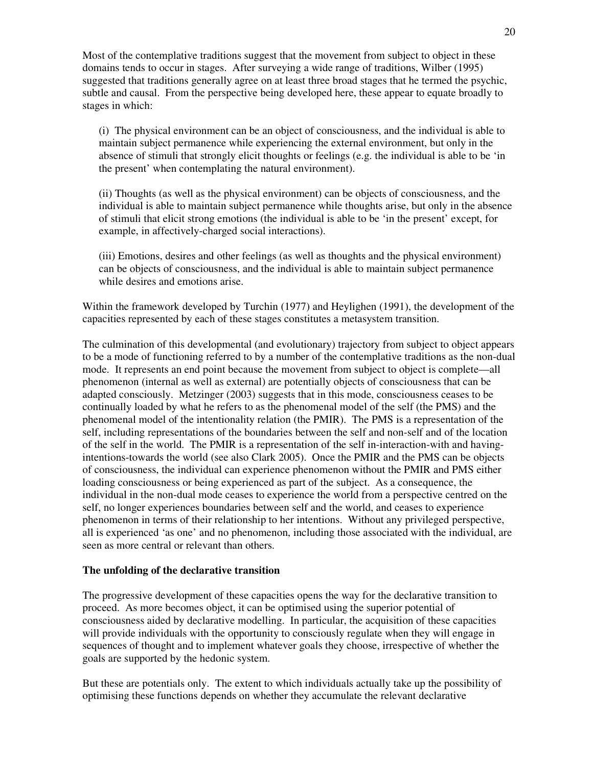Most of the contemplative traditions suggest that the movement from subject to object in these domains tends to occur in stages. After surveying a wide range of traditions, Wilber (1995) suggested that traditions generally agree on at least three broad stages that he termed the psychic, subtle and causal. From the perspective being developed here, these appear to equate broadly to stages in which:

(i) The physical environment can be an object of consciousness, and the individual is able to maintain subject permanence while experiencing the external environment, but only in the absence of stimuli that strongly elicit thoughts or feelings (e.g. the individual is able to be 'in the present' when contemplating the natural environment).

(ii) Thoughts (as well as the physical environment) can be objects of consciousness, and the individual is able to maintain subject permanence while thoughts arise, but only in the absence of stimuli that elicit strong emotions (the individual is able to be 'in the present' except, for example, in affectively-charged social interactions).

(iii) Emotions, desires and other feelings (as well as thoughts and the physical environment) can be objects of consciousness, and the individual is able to maintain subject permanence while desires and emotions arise.

Within the framework developed by Turchin (1977) and Heylighen (1991), the development of the capacities represented by each of these stages constitutes a metasystem transition.

The culmination of this developmental (and evolutionary) trajectory from subject to object appears to be a mode of functioning referred to by a number of the contemplative traditions as the non-dual mode. It represents an end point because the movement from subject to object is complete—all phenomenon (internal as well as external) are potentially objects of consciousness that can be adapted consciously. Metzinger (2003) suggests that in this mode, consciousness ceases to be continually loaded by what he refers to as the phenomenal model of the self (the PMS) and the phenomenal model of the intentionality relation (the PMIR). The PMS is a representation of the self, including representations of the boundaries between the self and non-self and of the location of the self in the world. The PMIR is a representation of the self in-interaction-with and having-intentions-towards the world (see also Clark 2005). Once the PMIR and the PMS can be objects of consciousness, the individual can experience phenomenon without the PMIR and PMS either loading consciousness or being experienced as part of the subject. As a consequence, the individual in the non-dual mode ceases to experience the world from a perspective centred on the self, no longer experiences boundaries between self and the world, and ceases to experience phenomenon in terms of their relationship to her intentions. Without any privileged perspective, all is experienced 'as one' and no phenomenon, including those associated with the individual, are seen as more central or relevant than others.

**The unfolding of the declarative transition**

The progressive development of these capacities opens the way for the declarative transition to proceed. As more becomes object, it can be optimised using the superior potential of consciousness aided by declarative modelling. In particular, the acquisition of these capacities will provide individuals with the opportunity to consciously regulate when they will engage in sequences of thought and to implement whatever goals they choose, irrespective of whether the goals are supported by the hedonic system.

But these are potentials only. The extent to which individuals actually take up the possibility of optimising these functions depends on whether they accumulate the relevant declarative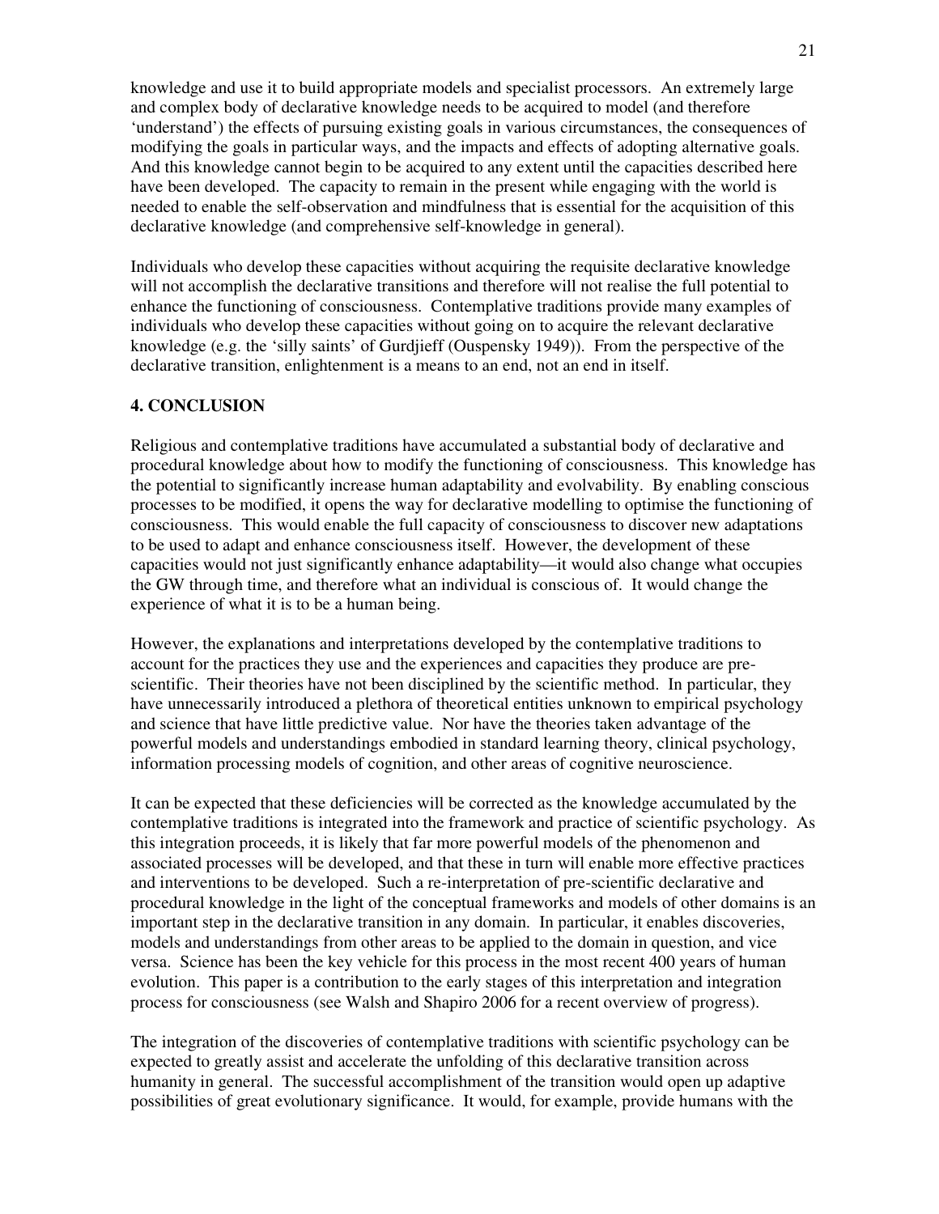knowledge and use it to build appropriate models and specialist processors. An extremely large and complex body of declarative knowledge needs to be acquired to model (and therefore 'understand') the effects of pursuing existing goals in various circumstances, the consequences of modifying the goals in particular ways, and the impacts and effects of adopting alternative goals. And this knowledge cannot begin to be acquired to any extent until the capacities described here have been developed. The capacity to remain in the present while engaging with the world is needed to enable the self-observation and mindfulness that is essential for the acquisition of this declarative knowledge (and comprehensive self-knowledge in general).

Individuals who develop these capacities without acquiring the requisite declarative knowledge will not accomplish the declarative transitions and therefore will not realise the full potential to enhance the functioning of consciousness. Contemplative traditions provide many examples of individuals who develop these capacities without going on to acquire the relevant declarative knowledge (e.g. the 'silly saints' of Gurdjieff (Ouspensky 1949)). From the perspective of the declarative transition, enlightenment is a means to an end, not an end in itself.

## 4. CONCLUSION

Religious and contemplative traditions have accumulated a substantial body of declarative and procedural knowledge about how to modify the functioning of consciousness. This knowledge has the potential to significantly increase human adaptability and evolvability. By enabling conscious processes to be modified, it opens the way for declarative modelling to optimise the functioning of consciousness. This would enable the full capacity of consciousness to discover new adaptations to be used to adapt and enhance consciousness itself. However, the development of these capacities would not just significantly enhance adaptability—it would also change what occupies the GW through time, and therefore what an individual is conscious of. It would change the experience of what it is to be a human being.

However, the explanations and interpretations developed by the contemplative traditions to account for the practices they use and the experiences and capacities they produce are pre-scientific. Their theories have not been disciplined by the scientific method. In particular, they have unnecessarily introduced a plethora of theoretical entities unknown to empirical psychology and science that have little predictive value. Nor have the theories taken advantage of the powerful models and understandings embodied in standard learning theory, clinical psychology, information processing models of cognition, and other areas of cognitive neuroscience.

It can be expected that these deficiencies will be corrected as the knowledge accumulated by the contemplative traditions is integrated into the framework and practice of scientific psychology. As this integration proceeds, it is likely that far more powerful models of the phenomenon and associated processes will be developed, and that these in turn will enable more effective practices and interventions to be developed. Such a re-interpretation of pre-scientific declarative and procedural knowledge in the light of the conceptual frameworks and models of other domains is an important step in the declarative transition in any domain. In particular, it enables discoveries, models and understandings from other areas to be applied to the domain in question, and vice versa. Science has been the key vehicle for this process in the most recent 400 years of human evolution. This paper is a contribution to the early stages of this interpretation and integration process for consciousness (see Walsh and Shapiro 2006 for a recent overview of progress).

The integration of the discoveries of contemplative traditions with scientific psychology can be expected to greatly assist and accelerate the unfolding of this declarative transition across humanity in general. The successful accomplishment of the transition would open up adaptive possibilities of great evolutionary significance. It would, for example, provide humans with the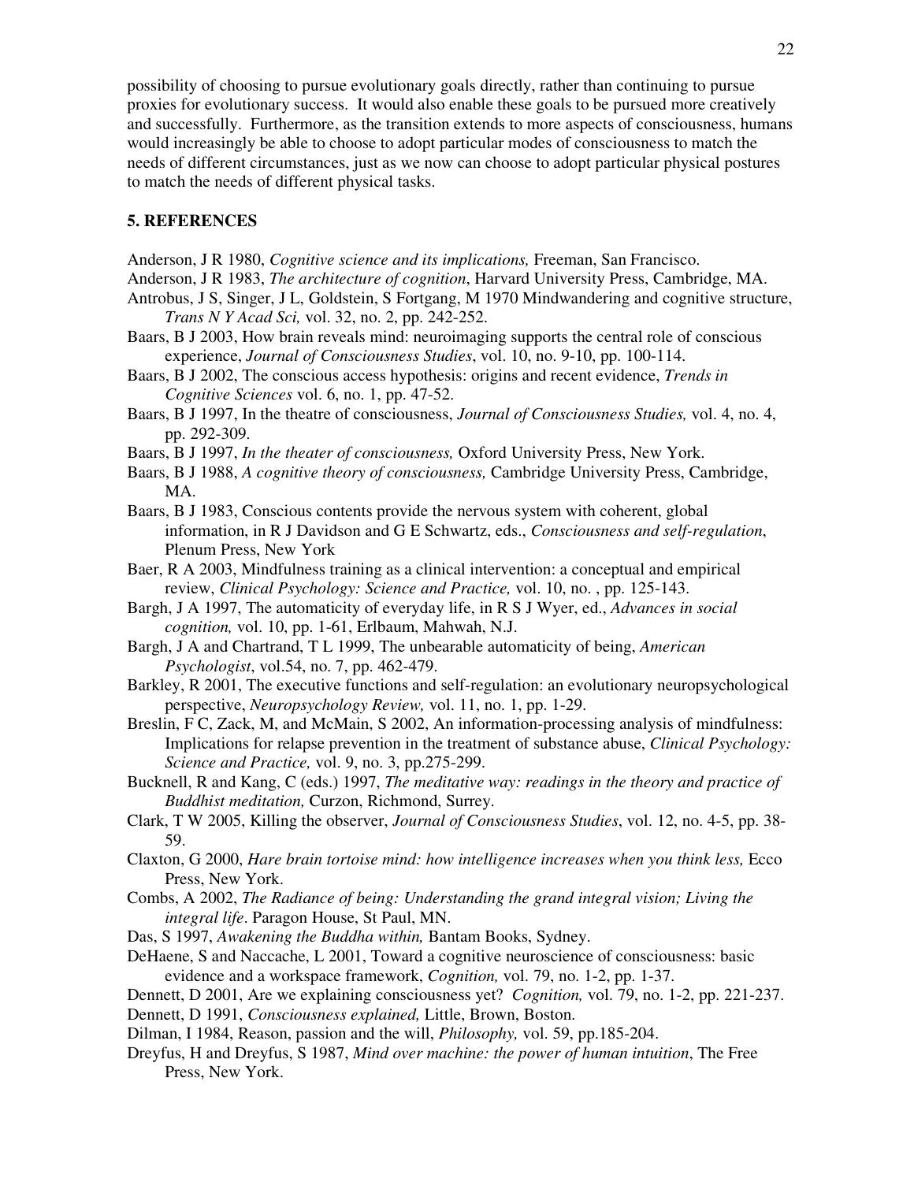possibility of choosing to pursue evolutionary goals directly, rather than continuing to pursue proxies for evolutionary success. It would also enable these goals to be pursued more creatively and successfully. Furthermore, as the transition extends to more aspects of consciousness, humans would increasingly be able to choose to adopt particular modes of consciousness to match the needs of different circumstances, just as we now can choose to adopt particular physical postures to match the needs of different physical tasks.

## 5. REFERENCES

Anderson, J R 1980, *Cognitive science and its implications,* Freeman, San Francisco.

Anderson, J R 1983, *The architecture of cognition*, Harvard University Press, Cambridge, MA.

Antrobus, J S, Singer, J L, Goldstein, S Fortgang, M 1970 Mindwandering and cognitive structure, *Trans N Y Acad Sci,* vol. 32, no. 2, pp. 242-252.

Baars, B J 2003, How brain reveals mind: neuroimaging supports the central role of conscious experience, *Journal of Consciousness Studies*, vol. 10, no. 9-10, pp. 100-114.

Baars, B J 2002, The conscious access hypothesis: origins and recent evidence, *Trends in Cognitive Sciences* vol. 6, no. 1, pp. 47-52.

Baars, B J 1997, In the theatre of consciousness, *Journal of Consciousness Studies,* vol. 4, no. 4, pp. 292-309.

Baars, B J 1997, *In the theater of consciousness,* Oxford University Press, New York.

Baars, B J 1988, *A cognitive theory of consciousness,* Cambridge University Press, Cambridge, MA.

Baars, B J 1983, Conscious contents provide the nervous system with coherent, global information, in R J Davidson and G E Schwartz, eds., *Consciousness and self-regulation*, Plenum Press, New York

Baer, R A 2003, Mindfulness training as a clinical intervention: a conceptual and empirical review, *Clinical Psychology: Science and Practice,* vol. 10, no. , pp. 125-143.

Bargh, J A 1997, The automaticity of everyday life, in R S J Wyer, ed., *Advances in social cognition,* vol. 10, pp. 1-61, Erlbaum, Mahwah, N.J.

Bargh, J A and Chartrand, T L 1999, The unbearable automaticity of being, *American Psychologist*, vol.54, no. 7, pp. 462-479.

Barkley, R 2001, The executive functions and self-regulation: an evolutionary neuropsychological perspective, *Neuropsychology Review,* vol. 11, no. 1, pp. 1-29.

Breslin, F C, Zack, M, and McMain, S 2002, An information-processing analysis of mindfulness: Implications for relapse prevention in the treatment of substance abuse, *Clinical Psychology: Science and Practice,* vol. 9, no. 3, pp.275-299.

Bucknell, R and Kang, C (eds.) 1997, *The meditative way: readings in the theory and practice of Buddhist meditation,* Curzon, Richmond, Surrey.

Clark, T W 2005, Killing the observer, *Journal of Consciousness Studies*, vol. 12, no. 4-5, pp. 38-59.

Claxton, G 2000, *Hare brain tortoise mind: how intelligence increases when you think less,* Ecco Press, New York.

Combs, A 2002, *The Radiance of being: Understanding the grand integral vision; Living the integral life*. Paragon House, St Paul, MN.

Das, S 1997, *Awakening the Buddha within,* Bantam Books, Sydney.

DeHaene, S and Naccache, L 2001, Toward a cognitive neuroscience of consciousness: basic evidence and a workspace framework, *Cognition,* vol. 79, no. 1-2, pp. 1-37.

Dennett, D 2001, Are we explaining consciousness yet? *Cognition,* vol. 79, no. 1-2, pp. 221-237.

Dennett, D 1991, *Consciousness explained,* Little, Brown, Boston.

Dilman, I 1984, Reason, passion and the will, *Philosophy,* vol. 59, pp.185-204.

Dreyfus, H and Dreyfus, S 1987, *Mind over machine: the power of human intuition*, The Free Press, New York.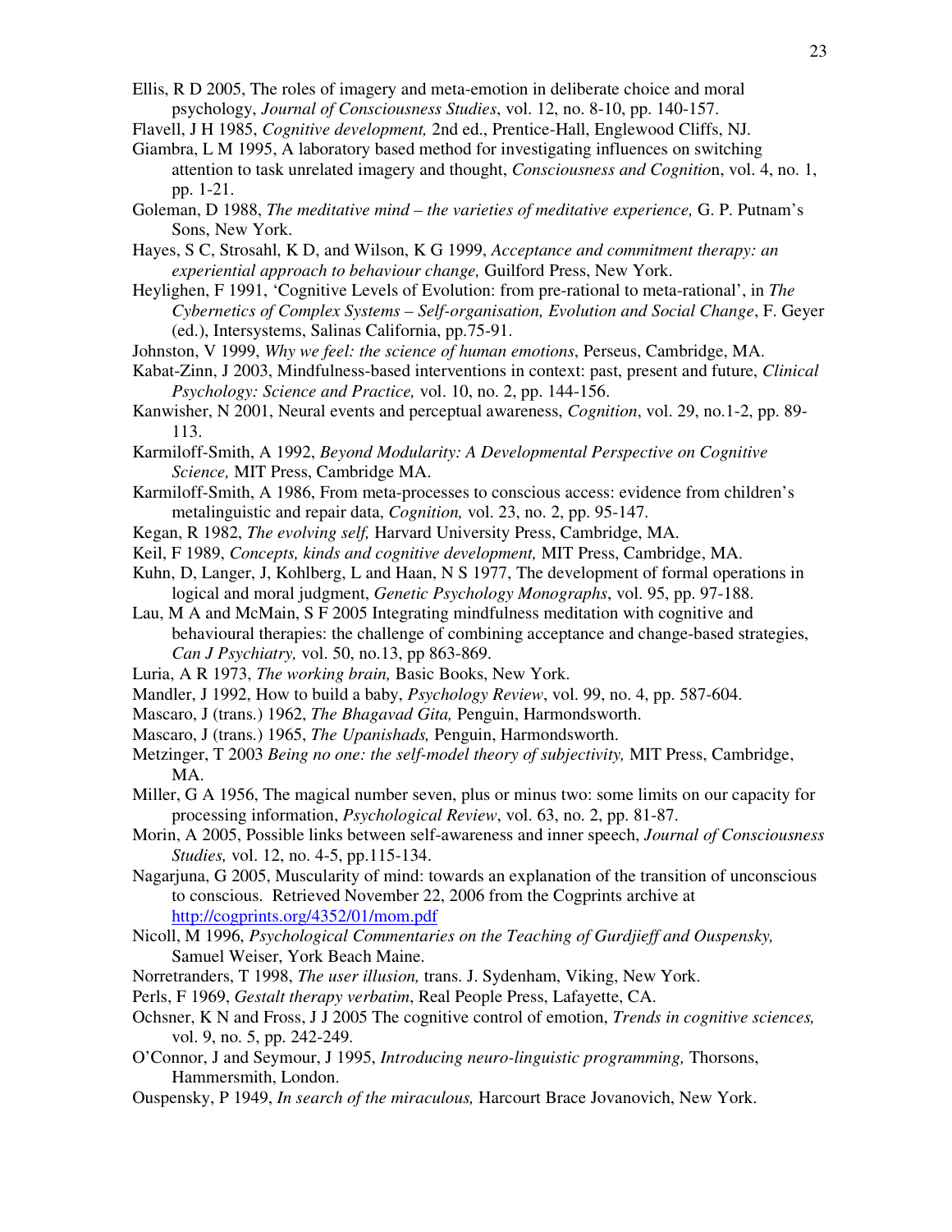Ellis, R D 2005, The roles of imagery and meta-emotion in deliberate choice and moral psychology, *Journal of Consciousness Studies*, vol. 12, no. 8-10, pp. 140-157.

Flavell, J H 1985, *Cognitive development,* 2nd ed., Prentice-Hall, Englewood Cliffs, NJ.

Giambra, L M 1995, A laboratory based method for investigating influences on switching attention to task unrelated imagery and thought, *Consciousness and Cognitio*n, vol. 4, no. 1, pp. 1-21.

Goleman, D 1988, *The meditative mind – the varieties of meditative experience,* G. P. Putnam's Sons, New York.

Hayes, S C, Strosahl, K D, and Wilson, K G 1999, *Acceptance and commitment therapy: an experiential approach to behaviour change,* Guilford Press, New York.

Heylighen, F 1991, 'Cognitive Levels of Evolution: from pre-rational to meta-rational', in *The Cybernetics of Complex Systems – Self-organisation, Evolution and Social Change*, F. Geyer (ed.), Intersystems, Salinas California, pp.75-91.

Johnston, V 1999, *Why we feel: the science of human emotions*, Perseus, Cambridge, MA.

Kabat-Zinn, J 2003, Mindfulness-based interventions in context: past, present and future, *Clinical Psychology: Science and Practice,* vol. 10, no. 2, pp. 144-156.

Kanwisher, N 2001, Neural events and perceptual awareness, *Cognition*, vol. 29, no.1-2, pp. 89-113.

Karmiloff-Smith, A 1992, *Beyond Modularity: A Developmental Perspective on Cognitive Science,* MIT Press, Cambridge MA.

Karmiloff-Smith, A 1986, From meta-processes to conscious access: evidence from children's metalinguistic and repair data, *Cognition,* vol. 23, no. 2, pp. 95-147.

Kegan, R 1982, *The evolving self,* Harvard University Press, Cambridge, MA.

Keil, F 1989, *Concepts, kinds and cognitive development,* MIT Press, Cambridge, MA.

Kuhn, D, Langer, J, Kohlberg, L and Haan, N S 1977, The development of formal operations in logical and moral judgment, *Genetic Psychology Monographs*, vol. 95, pp. 97-188.

Lau, M A and McMain, S F 2005 Integrating mindfulness meditation with cognitive and behavioural therapies: the challenge of combining acceptance and change-based strategies, *Can J Psychiatry,* vol. 50, no.13, pp 863-869.

Luria, A R 1973, *The working brain,* Basic Books, New York.

Mandler, J 1992, How to build a baby, *Psychology Review*, vol. 99, no. 4, pp. 587-604.

Mascaro, J (trans.) 1962, *The Bhagavad Gita,* Penguin, Harmondsworth.

Mascaro, J (trans.) 1965, *The Upanishads,* Penguin, Harmondsworth.

Metzinger, T 2003 *Being no one: the self-model theory of subjectivity,* MIT Press, Cambridge, MA.

Miller, G A 1956, The magical number seven, plus or minus two: some limits on our capacity for processing information, *Psychological Review*, vol. 63, no. 2, pp. 81-87.

Morin, A 2005, Possible links between self-awareness and inner speech, *Journal of Consciousness Studies,* vol. 12, no. 4-5, pp.115-134.

Nagarjuna, G 2005, Muscularity of mind: towards an explanation of the transition of unconscious to conscious. Retrieved November 22, 2006 from the Cogprints archive at http://cogprints.org/4352/01/mom.pdf

Nicoll, M 1996, *Psychological Commentaries on the Teaching of Gurdjieff and Ouspensky,* Samuel Weiser, York Beach Maine.

Norretranders, T 1998, *The user illusion,* trans. J. Sydenham, Viking, New York.

Perls, F 1969, *Gestalt therapy verbatim*, Real People Press, Lafayette, CA.

Ochsner, K N and Fross, J J 2005 The cognitive control of emotion, *Trends in cognitive sciences,* vol. 9, no. 5, pp. 242-249.

O'Connor, J and Seymour, J 1995, *Introducing neuro-linguistic programming,* Thorsons, Hammersmith, London.

Ouspensky, P 1949, *In search of the miraculous,* Harcourt Brace Jovanovich, New York.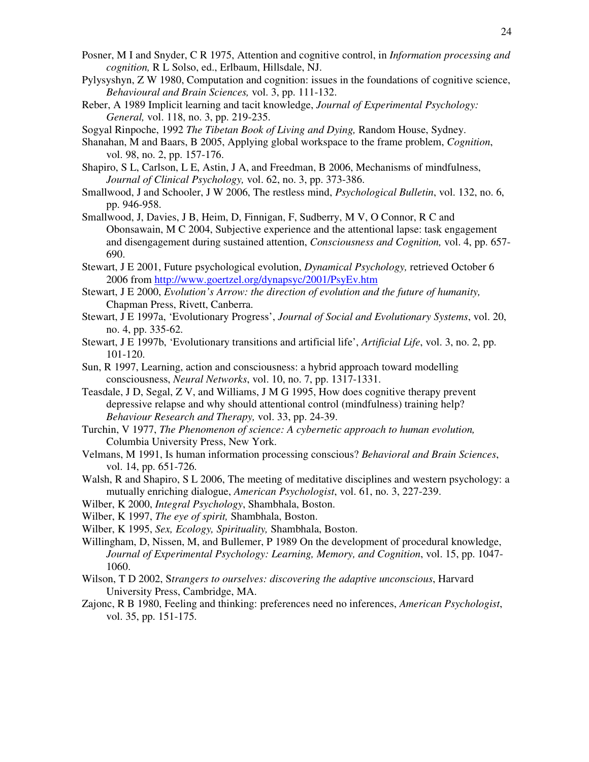Posner, M I and Snyder, C R 1975, Attention and cognitive control, in *Information processing and cognition,* R L Solso, ed., Erlbaum, Hillsdale, NJ.

Pylysyshyn, Z W 1980, Computation and cognition: issues in the foundations of cognitive science, *Behavioural and Brain Sciences,* vol. 3, pp. 111-132.

Reber, A 1989 Implicit learning and tacit knowledge, *Journal of Experimental Psychology: General,* vol. 118, no. 3, pp. 219-235.

Sogyal Rinpoche, 1992 *The Tibetan Book of Living and Dying,* Random House, Sydney.

Shanahan, M and Baars, B 2005, Applying global workspace to the frame problem, *Cognition*, vol. 98, no. 2, pp. 157-176.

Shapiro, S L, Carlson, L E, Astin, J A, and Freedman, B 2006, Mechanisms of mindfulness, *Journal of Clinical Psychology,* vol. 62, no. 3, pp. 373-386.

Smallwood, J and Schooler, J W 2006, The restless mind, *Psychological Bulletin*, vol. 132, no. 6, pp. 946-958.

Smallwood, J, Davies, J B, Heim, D, Finnigan, F, Sudberry, M V, O Connor, R C and Obonsawain, M C 2004, Subjective experience and the attentional lapse: task engagement and disengagement during sustained attention, *Consciousness and Cognition,* vol. 4, pp. 657-690.

Stewart, J E 2001, Future psychological evolution, *Dynamical Psychology,* retrieved October 6 2006 from http://www.goertzel.org/dynapsyc/2001/PsyEv.htm

Stewart, J E 2000, *Evolution's Arrow: the direction of evolution and the future of humanity,* Chapman Press, Rivett, Canberra.

Stewart, J E 1997a, 'Evolutionary Progress', *Journal of Social and Evolutionary Systems*, vol. 20, no. 4, pp. 335-62.

Stewart, J E 1997b, 'Evolutionary transitions and artificial life', *Artificial Life*, vol. 3, no. 2, pp. 101-120.

Sun, R 1997, Learning, action and consciousness: a hybrid approach toward modelling consciousness, *Neural Networks*, vol. 10, no. 7, pp. 1317-1331.

Teasdale, J D, Segal, Z V, and Williams, J M G 1995, How does cognitive therapy prevent depressive relapse and why should attentional control (mindfulness) training help? *Behaviour Research and Therapy,* vol. 33, pp. 24-39.

Turchin, V 1977, *The Phenomenon of science: A cybernetic approach to human evolution,* Columbia University Press, New York.

Velmans, M 1991, Is human information processing conscious? *Behavioral and Brain Sciences*, vol. 14, pp. 651-726.

Walsh, R and Shapiro, S L 2006, The meeting of meditative disciplines and western psychology: a mutually enriching dialogue, *American Psychologist*, vol. 61, no. 3, 227-239.

Wilber, K 2000, *Integral Psychology*, Shambhala, Boston.

Wilber, K 1997, *The eye of spirit,* Shambhala, Boston.

Wilber, K 1995, *Sex, Ecology, Spirituality,* Shambhala, Boston.

Willingham, D, Nissen, M, and Bullemer, P 1989 On the development of procedural knowledge, *Journal of Experimental Psychology: Learning, Memory, and Cognition*, vol. 15, pp. 1047-1060.

Wilson, T D 2002, S*trangers to ourselves: discovering the adaptive unconscious*, Harvard University Press, Cambridge, MA.

Zajonc, R B 1980, Feeling and thinking: preferences need no inferences, *American Psychologist*, vol. 35, pp. 151-175.